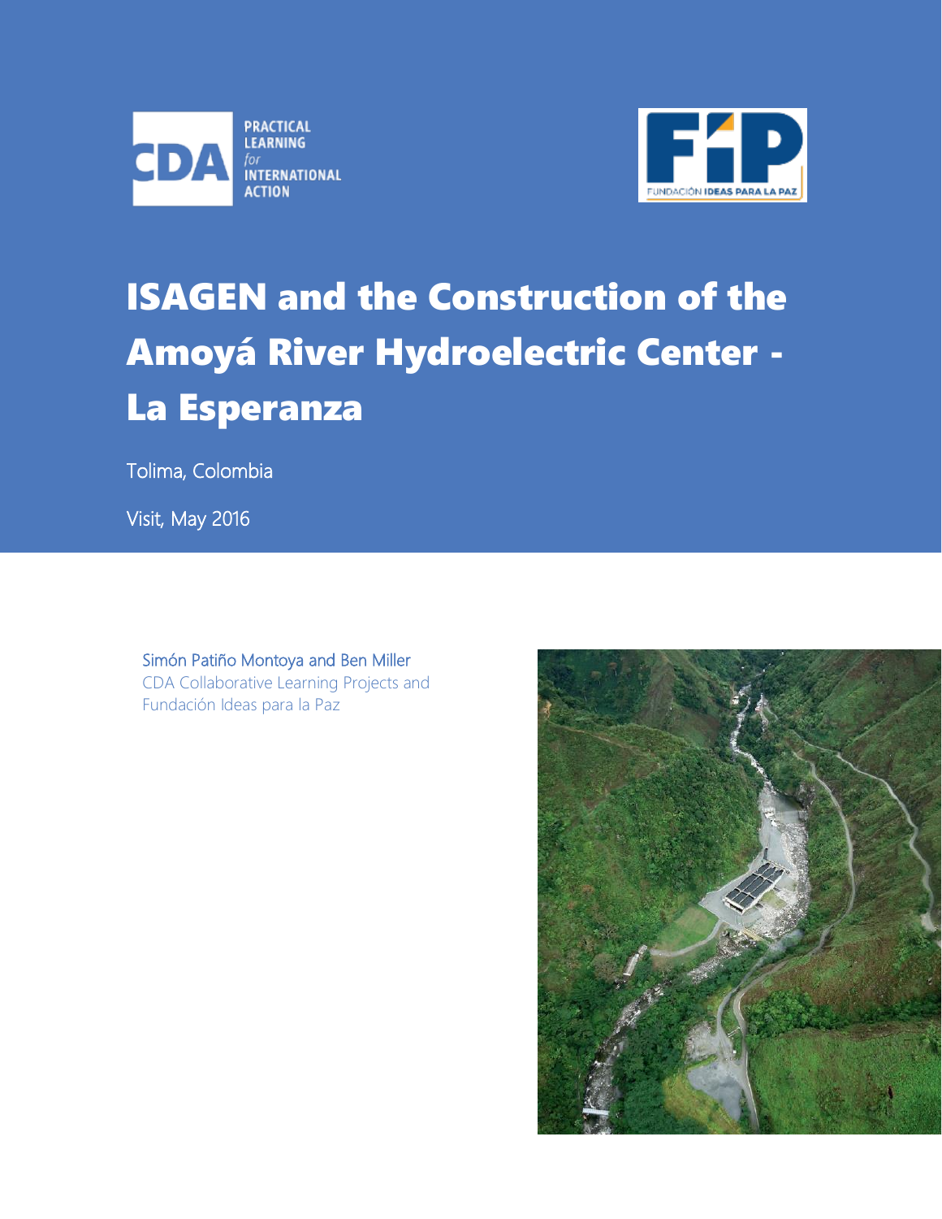# ISAGEN and the Construction of the Amoyá River Hydroelectric Center - La Esperanza

Tolima, Colombia

Visit, May 2016

Simón Patiño Montoya and Ben Miller
CDA Collaborative Learning Projects and
Fundación Ideas para la Paz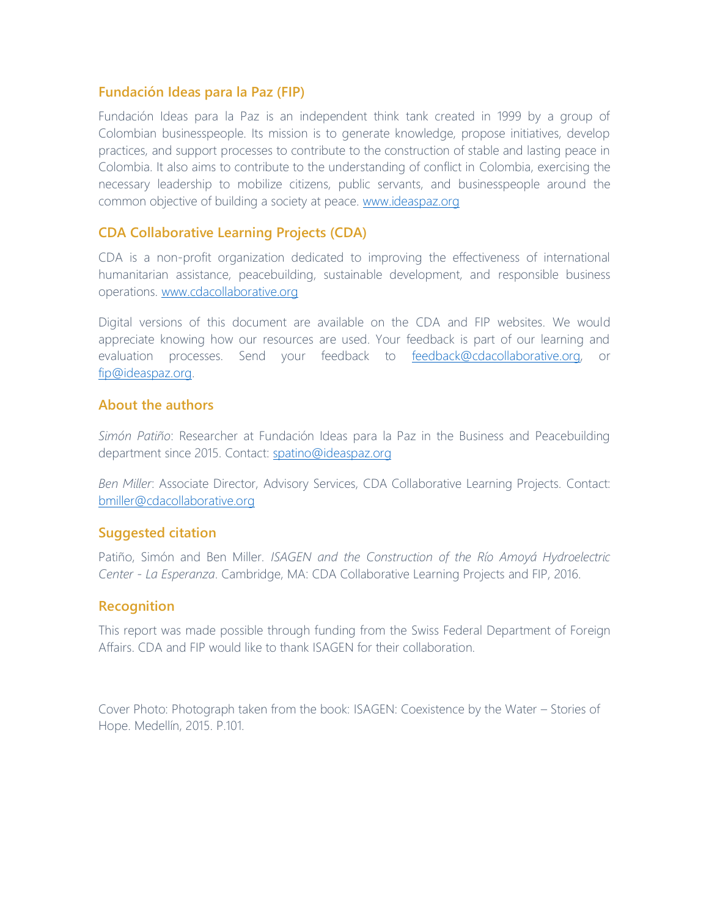## Fundación Ideas para la Paz (FIP)

Fundación Ideas para la Paz is an independent think tank created in 1999 by a group of Colombian businesspeople. Its mission is to generate knowledge, propose initiatives, develop practices, and support processes to contribute to the construction of stable and lasting peace in Colombia. It also aims to contribute to the understanding of conflict in Colombia, exercising the necessary leadership to mobilize citizens, public servants, and businesspeople around the common objective of building a society at peace. www.ideaspaz.org

## CDA Collaborative Learning Projects (CDA)

CDA is a non-profit organization dedicated to improving the effectiveness of international humanitarian assistance, peacebuilding, sustainable development, and responsible business operations. www.cdacollaborative.org

Digital versions of this document are available on the CDA and FIP websites. We would appreciate knowing how our resources are used. Your feedback is part of our learning and evaluation processes. Send your feedback to feedback@cdacollaborative.org, or fip@ideaspaz.org.

## About the authors

*Simón Patiño*: Researcher at Fundación Ideas para la Paz in the Business and Peacebuilding department since 2015. Contact: spatino@ideaspaz.org

*Ben Miller*: Associate Director, Advisory Services, CDA Collaborative Learning Projects. Contact: bmiller@cdacollaborative.org

## Suggested citation

Patiño, Simón and Ben Miller. *ISAGEN and the Construction of the Río Amoyá Hydroelectric Center - La Esperanza*. Cambridge, MA: CDA Collaborative Learning Projects and FIP, 2016.

## Recognition

This report was made possible through funding from the Swiss Federal Department of Foreign Affairs. CDA and FIP would like to thank ISAGEN for their collaboration.

Cover Photo: Photograph taken from the book: ISAGEN: Coexistence by the Water – Stories of Hope. Medellín, 2015. P.101.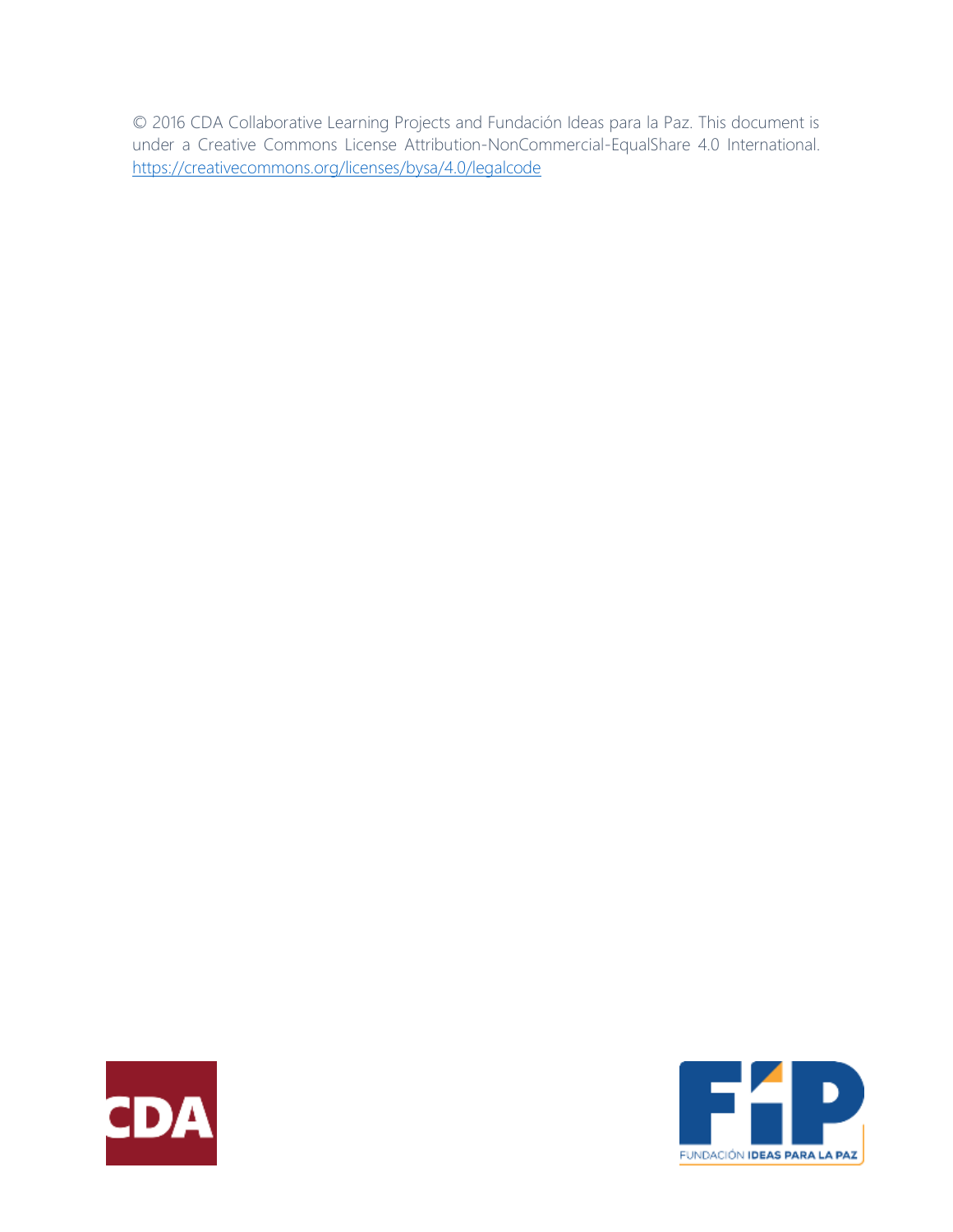© 2016 CDA Collaborative Learning Projects and Fundación Ideas para la Paz. This document is under a Creative Commons License Attribution-NonCommercial-EqualShare 4.0 International. https://creativecommons.org/licenses/bysa/4.0/legalcode

CDA

FUNDACIÓN IDEAS PARA LA PAZ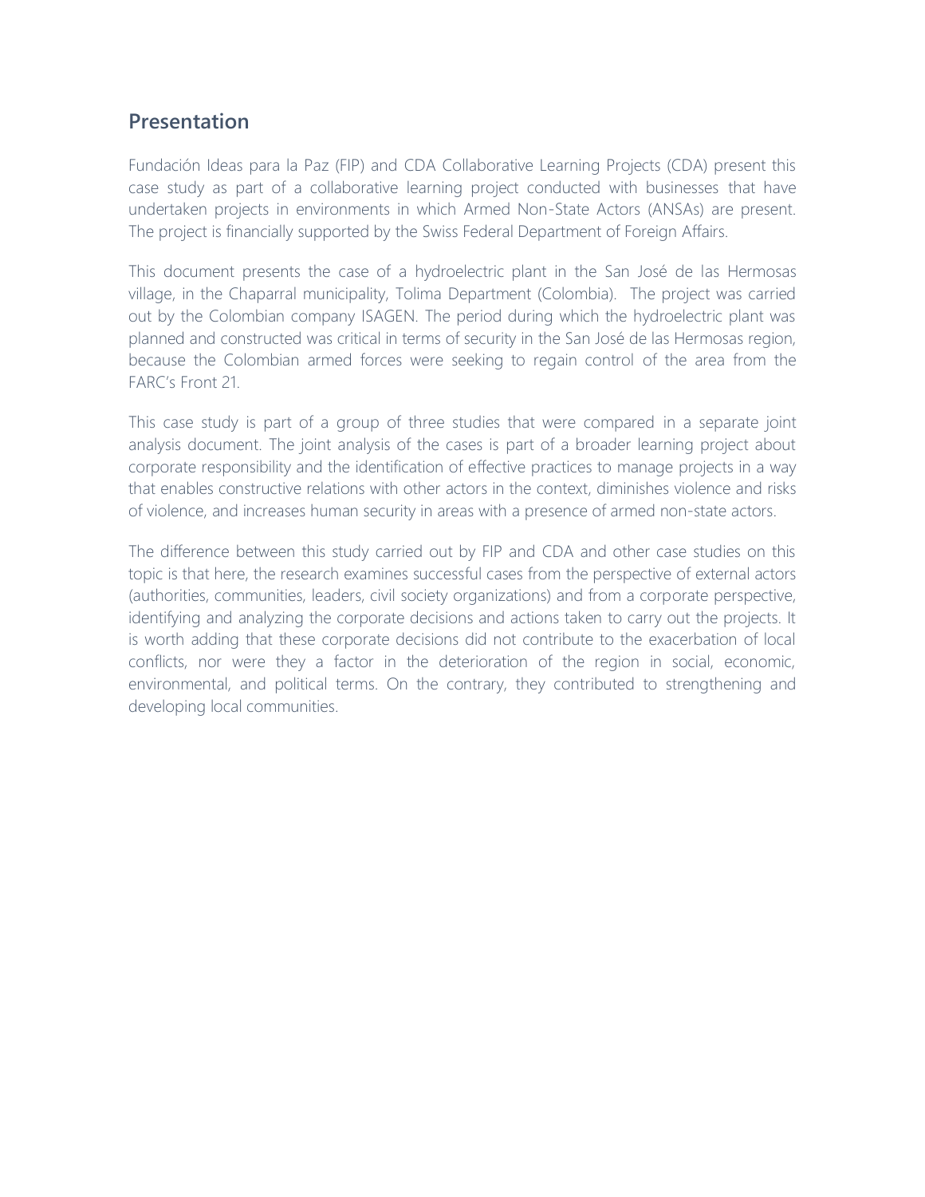## Presentation

Fundación Ideas para la Paz (FIP) and CDA Collaborative Learning Projects (CDA) present this case study as part of a collaborative learning project conducted with businesses that have undertaken projects in environments in which Armed Non-State Actors (ANSAs) are present. The project is financially supported by the Swiss Federal Department of Foreign Affairs.

This document presents the case of a hydroelectric plant in the San José de las Hermosas village, in the Chaparral municipality, Tolima Department (Colombia). The project was carried out by the Colombian company ISAGEN. The period during which the hydroelectric plant was planned and constructed was critical in terms of security in the San José de las Hermosas region, because the Colombian armed forces were seeking to regain control of the area from the FARC's Front 21.

This case study is part of a group of three studies that were compared in a separate joint analysis document. The joint analysis of the cases is part of a broader learning project about corporate responsibility and the identification of effective practices to manage projects in a way that enables constructive relations with other actors in the context, diminishes violence and risks of violence, and increases human security in areas with a presence of armed non-state actors.

The difference between this study carried out by FIP and CDA and other case studies on this topic is that here, the research examines successful cases from the perspective of external actors (authorities, communities, leaders, civil society organizations) and from a corporate perspective, identifying and analyzing the corporate decisions and actions taken to carry out the projects. It is worth adding that these corporate decisions did not contribute to the exacerbation of local conflicts, nor were they a factor in the deterioration of the region in social, economic, environmental, and political terms. On the contrary, they contributed to strengthening and developing local communities.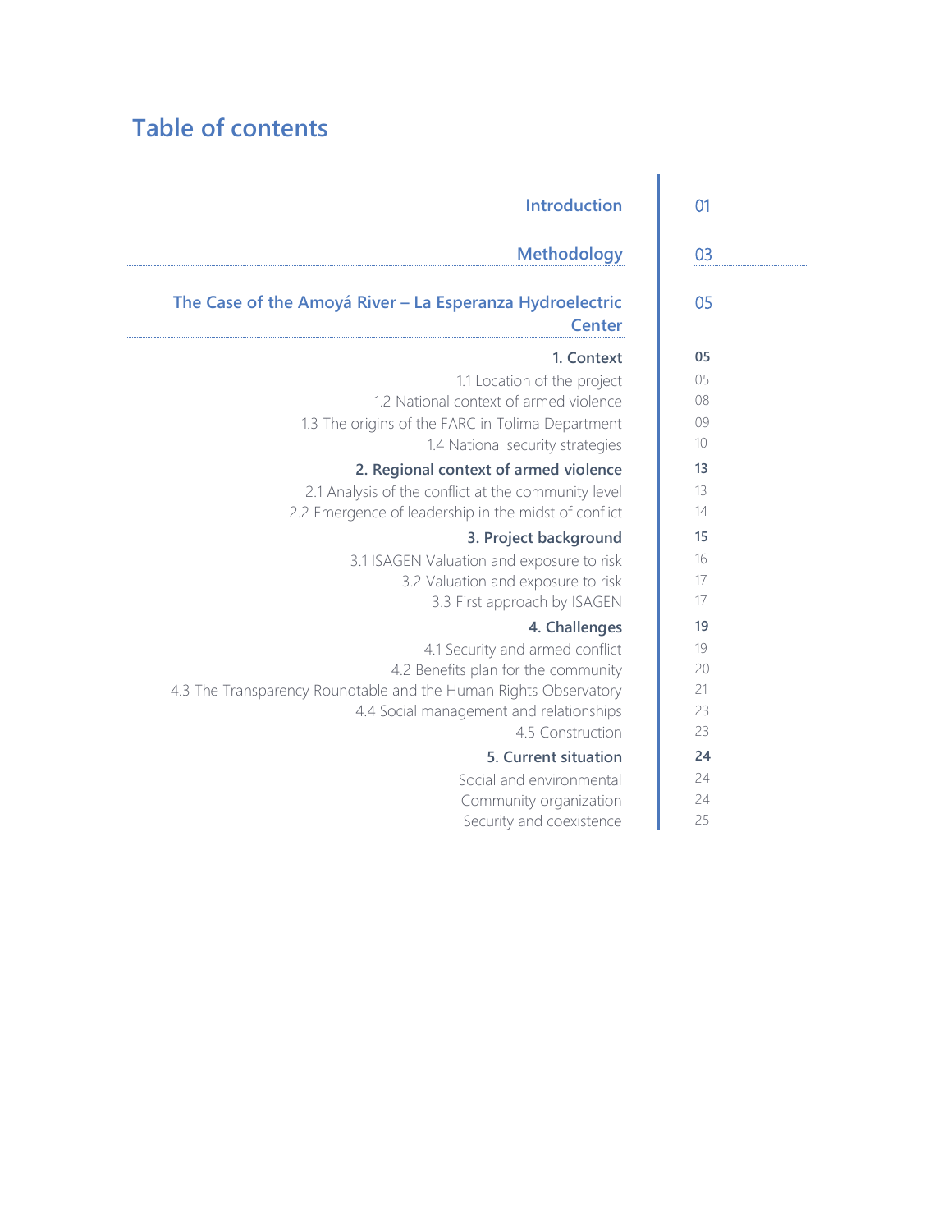# Table of contents

| | |
|---|---|
| **Introduction** | 01 |
| **Methodology** | 03 |
| **The Case of the Amoyá River – La Esperanza Hydroelectric Center** | 05 |
| **1. Context** | **05** |
| 1.1 Location of the project | 05 |
| 1.2 National context of armed violence | 08 |
| 1.3 The origins of the FARC in Tolima Department | 09 |
| 1.4 National security strategies | 10 |
| **2. Regional context of armed violence** | **13** |
| 2.1 Analysis of the conflict at the community level | 13 |
| 2.2 Emergence of leadership in the midst of conflict | 14 |
| **3. Project background** | **15** |
| 3.1 ISAGEN Valuation and exposure to risk | 16 |
| 3.2 Valuation and exposure to risk | 17 |
| 3.3 First approach by ISAGEN | 17 |
| **4. Challenges** | **19** |
| 4.1 Security and armed conflict | 19 |
| 4.2 Benefits plan for the community | 20 |
| 4.3 The Transparency Roundtable and the Human Rights Observatory | 21 |
| 4.4 Social management and relationships | 23 |
| 4.5 Construction | 23 |
| **5. Current situation** | **24** |
| Social and environmental | 24 |
| Community organization | 24 |
| Security and coexistence | 25 |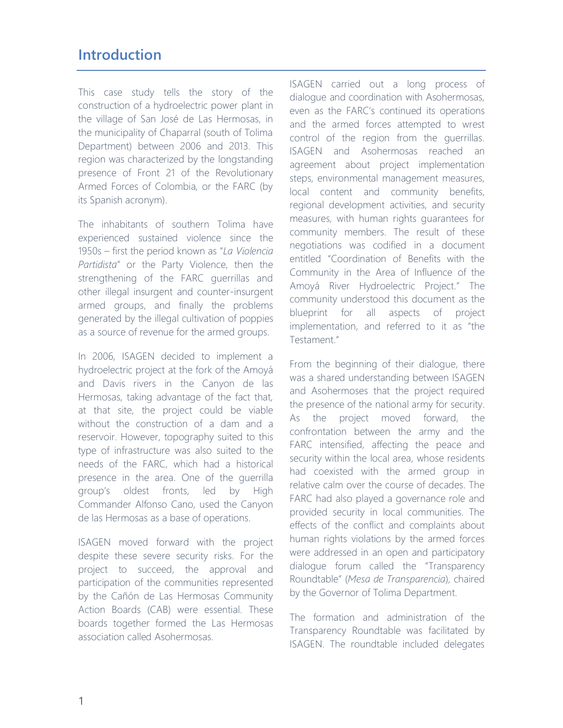## Introduction

This case study tells the story of the construction of a hydroelectric power plant in the village of San José de Las Hermosas, in the municipality of Chaparral (south of Tolima Department) between 2006 and 2013. This region was characterized by the longstanding presence of Front 21 of the Revolutionary Armed Forces of Colombia, or the FARC (by its Spanish acronym).

The inhabitants of southern Tolima have experienced sustained violence since the 1950s – first the period known as "*La Violencia Partidista*" or the Party Violence, then the strengthening of the FARC guerrillas and other illegal insurgent and counter-insurgent armed groups, and finally the problems generated by the illegal cultivation of poppies as a source of revenue for the armed groups.

In 2006, ISAGEN decided to implement a hydroelectric project at the fork of the Amoyá and Davis rivers in the Canyon de las Hermosas, taking advantage of the fact that, at that site, the project could be viable without the construction of a dam and a reservoir. However, topography suited to this type of infrastructure was also suited to the needs of the FARC, which had a historical presence in the area. One of the guerrilla group's oldest fronts, led by High Commander Alfonso Cano, used the Canyon de las Hermosas as a base of operations.

ISAGEN moved forward with the project despite these severe security risks. For the project to succeed, the approval and participation of the communities represented by the Cañón de Las Hermosas Community Action Boards (CAB) were essential. These boards together formed the Las Hermosas association called Asohermosas.

ISAGEN carried out a long process of dialogue and coordination with Asohermosas, even as the FARC's continued its operations and the armed forces attempted to wrest control of the region from the guerrillas. ISAGEN and Asohermosas reached an agreement about project implementation steps, environmental management measures, local content and community benefits, regional development activities, and security measures, with human rights guarantees for community members. The result of these negotiations was codified in a document entitled "Coordination of Benefits with the Community in the Area of Influence of the Amoyá River Hydroelectric Project." The community understood this document as the blueprint for all aspects of project implementation, and referred to it as "the Testament."

From the beginning of their dialogue, there was a shared understanding between ISAGEN and Asohermoses that the project required the presence of the national army for security. As the project moved forward, the confrontation between the army and the FARC intensified, affecting the peace and security within the local area, whose residents had coexisted with the armed group in relative calm over the course of decades. The FARC had also played a governance role and provided security in local communities. The effects of the conflict and complaints about human rights violations by the armed forces were addressed in an open and participatory dialogue forum called the "Transparency Roundtable" (*Mesa de Transparencia*), chaired by the Governor of Tolima Department.

The formation and administration of the Transparency Roundtable was facilitated by ISAGEN. The roundtable included delegates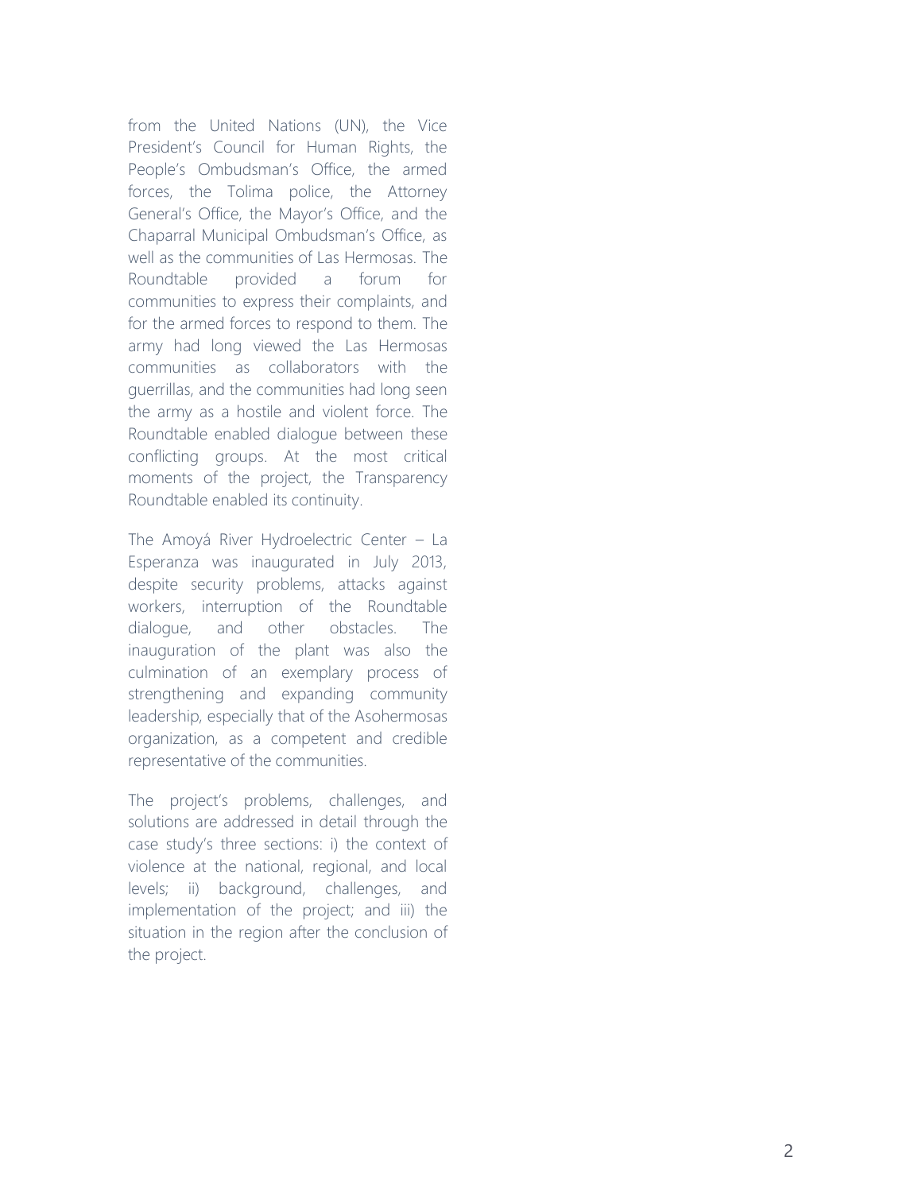from the United Nations (UN), the Vice President's Council for Human Rights, the People's Ombudsman's Office, the armed forces, the Tolima police, the Attorney General's Office, the Mayor's Office, and the Chaparral Municipal Ombudsman's Office, as well as the communities of Las Hermosas. The Roundtable provided a forum for communities to express their complaints, and for the armed forces to respond to them. The army had long viewed the Las Hermosas communities as collaborators with the guerrillas, and the communities had long seen the army as a hostile and violent force. The Roundtable enabled dialogue between these conflicting groups. At the most critical moments of the project, the Transparency Roundtable enabled its continuity.

The Amoyá River Hydroelectric Center – La Esperanza was inaugurated in July 2013, despite security problems, attacks against workers, interruption of the Roundtable dialogue, and other obstacles. The inauguration of the plant was also the culmination of an exemplary process of strengthening and expanding community leadership, especially that of the Asohermosas organization, as a competent and credible representative of the communities.

The project's problems, challenges, and solutions are addressed in detail through the case study's three sections: i) the context of violence at the national, regional, and local levels; ii) background, challenges, and implementation of the project; and iii) the situation in the region after the conclusion of the project.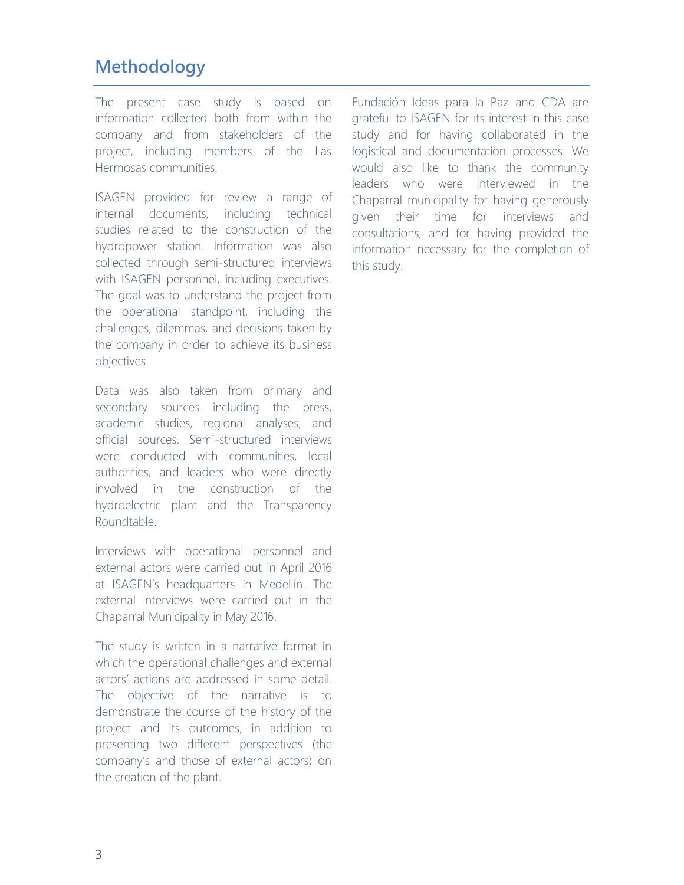## Methodology

The present case study is based on information collected both from within the company and from stakeholders of the project, including members of the Las Hermosas communities.

ISAGEN provided for review a range of internal documents, including technical studies related to the construction of the hydropower station. Information was also collected through semi-structured interviews with ISAGEN personnel, including executives. The goal was to understand the project from the operational standpoint, including the challenges, dilemmas, and decisions taken by the company in order to achieve its business objectives.

Data was also taken from primary and secondary sources including the press, academic studies, regional analyses, and official sources. Semi-structured interviews were conducted with communities, local authorities, and leaders who were directly involved in the construction of the hydroelectric plant and the Transparency Roundtable.

Interviews with operational personnel and external actors were carried out in April 2016 at ISAGEN's headquarters in Medellín. The external interviews were carried out in the Chaparral Municipality in May 2016.

The study is written in a narrative format in which the operational challenges and external actors' actions are addressed in some detail. The objective of the narrative is to demonstrate the course of the history of the project and its outcomes, in addition to presenting two different perspectives (the company's and those of external actors) on the creation of the plant.

Fundación Ideas para la Paz and CDA are grateful to ISAGEN for its interest in this case study and for having collaborated in the logistical and documentation processes. We would also like to thank the community leaders who were interviewed in the Chaparral municipality for having generously given their time for interviews and consultations, and for having provided the information necessary for the completion of this study.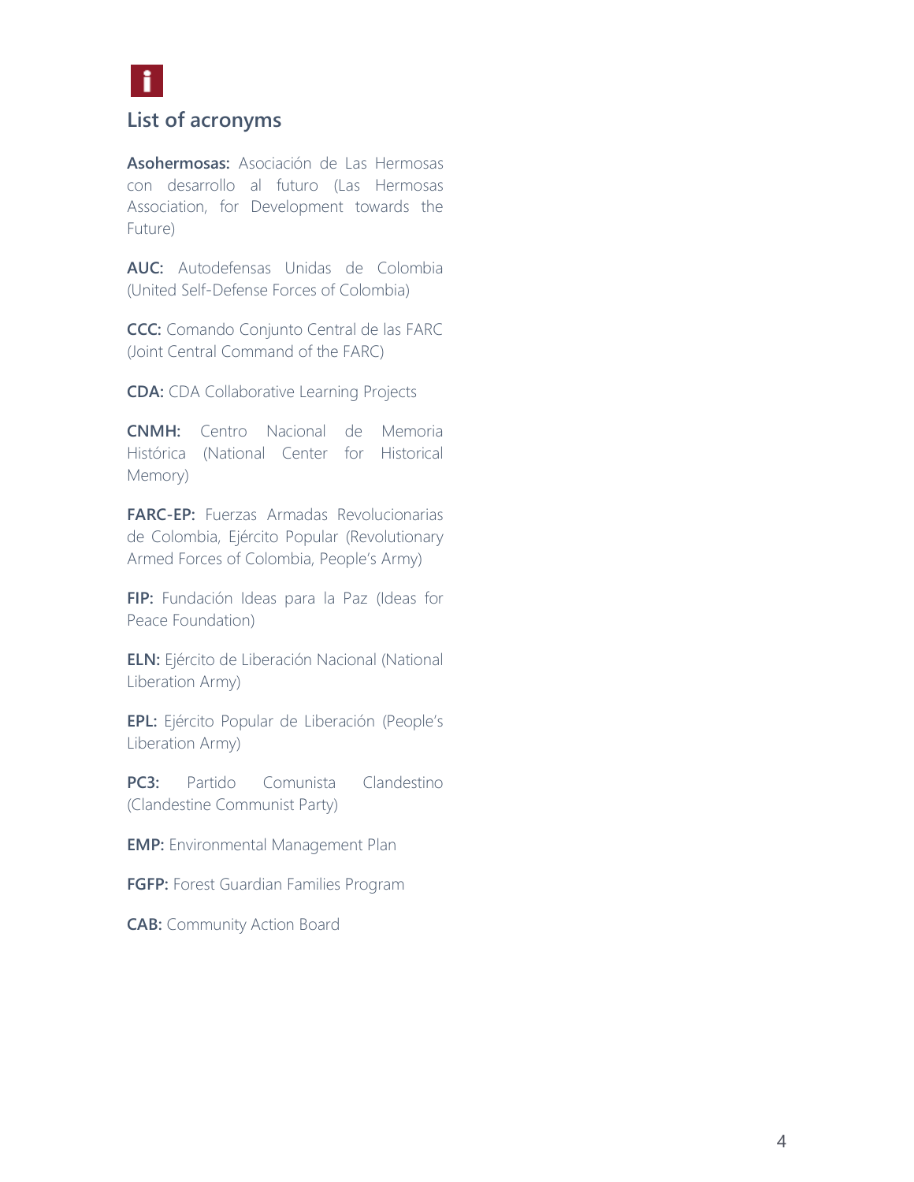## List of acronyms

**Asohermosas:** Asociación de Las Hermosas con desarrollo al futuro (Las Hermosas Association, for Development towards the Future)

**AUC:** Autodefensas Unidas de Colombia (United Self-Defense Forces of Colombia)

**CCC:** Comando Conjunto Central de las FARC (Joint Central Command of the FARC)

**CDA:** CDA Collaborative Learning Projects

**CNMH:** Centro Nacional de Memoria Histórica (National Center for Historical Memory)

**FARC-EP:** Fuerzas Armadas Revolucionarias de Colombia, Ejército Popular (Revolutionary Armed Forces of Colombia, People's Army)

**FIP:** Fundación Ideas para la Paz (Ideas for Peace Foundation)

**ELN:** Ejército de Liberación Nacional (National Liberation Army)

**EPL:** Ejército Popular de Liberación (People's Liberation Army)

**PC3:** Partido Comunista Clandestino (Clandestine Communist Party)

**EMP:** Environmental Management Plan

**FGFP:** Forest Guardian Families Program

**CAB:** Community Action Board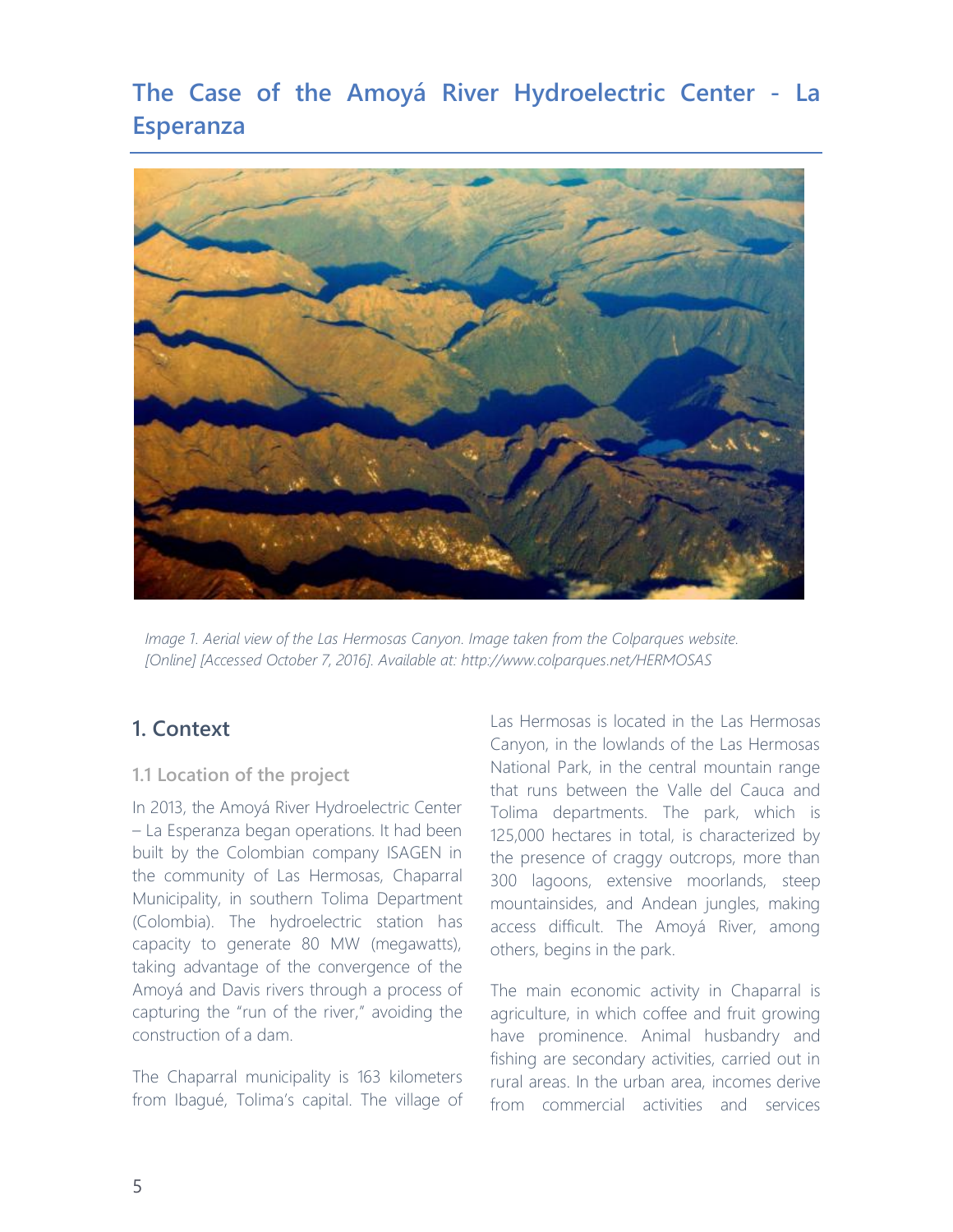# The Case of the Amoyá River Hydroelectric Center - La Esperanza

*Image 1. Aerial view of the Las Hermosas Canyon. Image taken from the Colparques website. [Online] [Accessed October 7, 2016]. Available at: http://www.colparques.net/HERMOSAS*

## 1. Context

### 1.1 Location of the project

In 2013, the Amoyá River Hydroelectric Center – La Esperanza began operations. It had been built by the Colombian company ISAGEN in the community of Las Hermosas, Chaparral Municipality, in southern Tolima Department (Colombia). The hydroelectric station has capacity to generate 80 MW (megawatts), taking advantage of the convergence of the Amoyá and Davis rivers through a process of capturing the "run of the river," avoiding the construction of a dam.

The Chaparral municipality is 163 kilometers from Ibagué, Tolima's capital. The village of Las Hermosas is located in the Las Hermosas Canyon, in the lowlands of the Las Hermosas National Park, in the central mountain range that runs between the Valle del Cauca and Tolima departments. The park, which is 125,000 hectares in total, is characterized by the presence of craggy outcrops, more than 300 lagoons, extensive moorlands, steep mountainsides, and Andean jungles, making access difficult. The Amoyá River, among others, begins in the park.

The main economic activity in Chaparral is agriculture, in which coffee and fruit growing have prominence. Animal husbandry and fishing are secondary activities, carried out in rural areas. In the urban area, incomes derive from commercial activities and services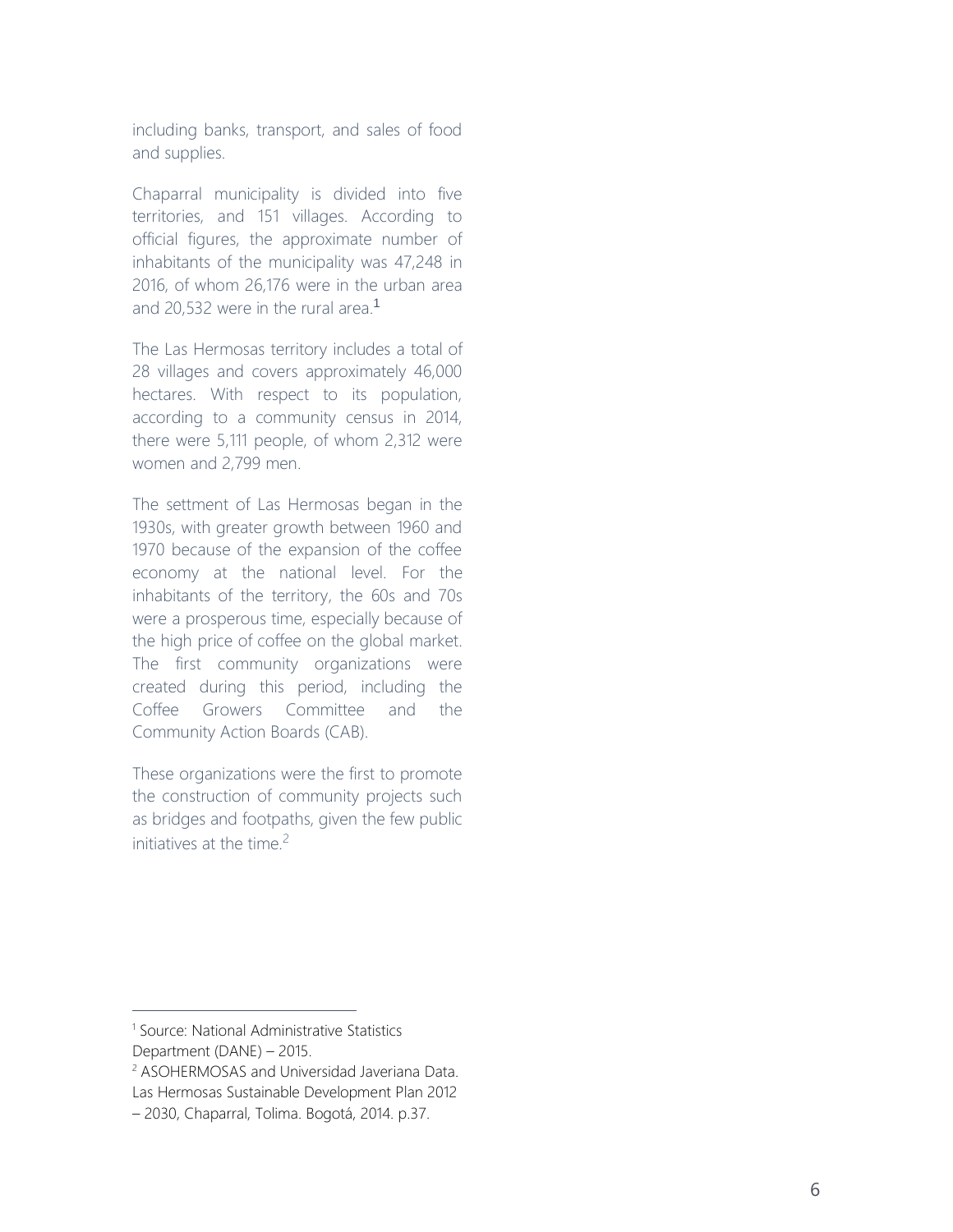including banks, transport, and sales of food and supplies.

Chaparral municipality is divided into five territories, and 151 villages. According to official figures, the approximate number of inhabitants of the municipality was 47,248 in 2016, of whom 26,176 were in the urban area and 20,532 were in the rural area.[1]

The Las Hermosas territory includes a total of 28 villages and covers approximately 46,000 hectares. With respect to its population, according to a community census in 2014, there were 5,111 people, of whom 2,312 were women and 2,799 men.

The settment of Las Hermosas began in the 1930s, with greater growth between 1960 and 1970 because of the expansion of the coffee economy at the national level. For the inhabitants of the territory, the 60s and 70s were a prosperous time, especially because of the high price of coffee on the global market. The first community organizations were created during this period, including the Coffee Growers Committee and the Community Action Boards (CAB).

These organizations were the first to promote the construction of community projects such as bridges and footpaths, given the few public initiatives at the time.[2]

---

[1] Source: National Administrative Statistics Department (DANE) – 2015.

[2] ASOHERMOSAS and Universidad Javeriana Data. Las Hermosas Sustainable Development Plan 2012 – 2030, Chaparral, Tolima. Bogotá, 2014. p.37.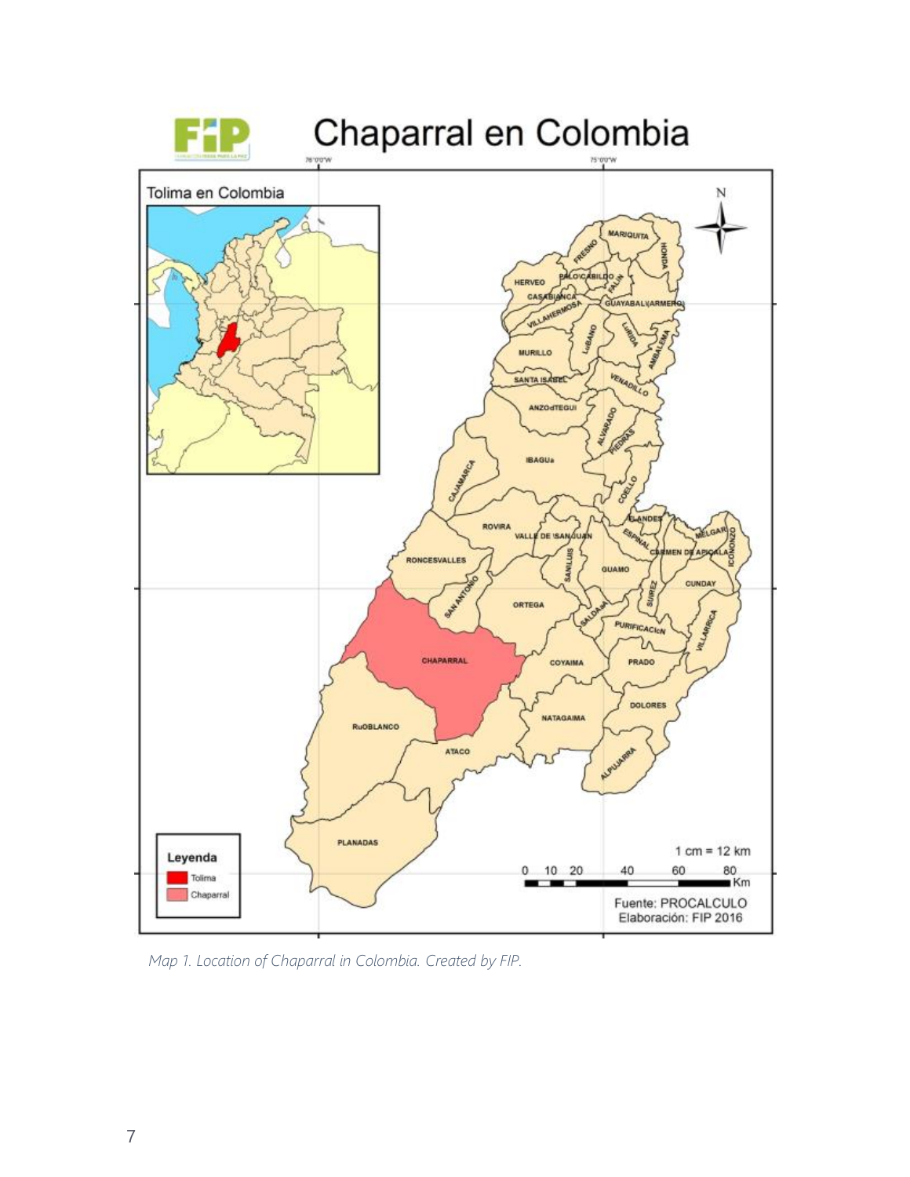Map 1. Location of Chaparral in Colombia. Created by FIP.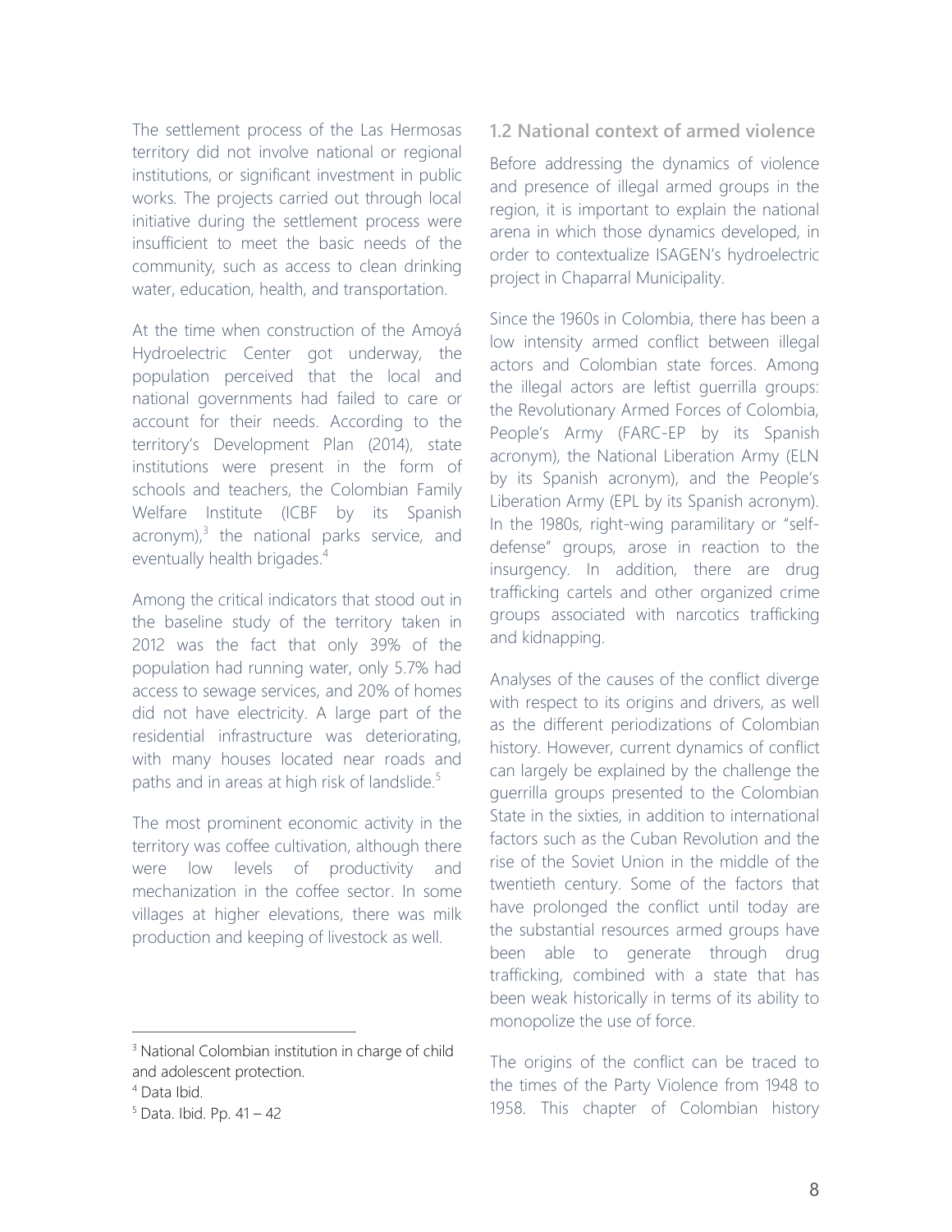The settlement process of the Las Hermosas territory did not involve national or regional institutions, or significant investment in public works. The projects carried out through local initiative during the settlement process were insufficient to meet the basic needs of the community, such as access to clean drinking water, education, health, and transportation.

At the time when construction of the Amoyá Hydroelectric Center got underway, the population perceived that the local and national governments had failed to care or account for their needs. According to the territory's Development Plan (2014), state institutions were present in the form of schools and teachers, the Colombian Family Welfare Institute (ICBF by its Spanish acronym),[3] the national parks service, and eventually health brigades.[4]

Among the critical indicators that stood out in the baseline study of the territory taken in 2012 was the fact that only 39% of the population had running water, only 5.7% had access to sewage services, and 20% of homes did not have electricity. A large part of the residential infrastructure was deteriorating, with many houses located near roads and paths and in areas at high risk of landslide.[5]

The most prominent economic activity in the territory was coffee cultivation, although there were low levels of productivity and mechanization in the coffee sector. In some villages at higher elevations, there was milk production and keeping of livestock as well.

## 1.2 National context of armed violence

Before addressing the dynamics of violence and presence of illegal armed groups in the region, it is important to explain the national arena in which those dynamics developed, in order to contextualize ISAGEN's hydroelectric project in Chaparral Municipality.

Since the 1960s in Colombia, there has been a low intensity armed conflict between illegal actors and Colombian state forces. Among the illegal actors are leftist guerrilla groups: the Revolutionary Armed Forces of Colombia, People's Army (FARC-EP by its Spanish acronym), the National Liberation Army (ELN by its Spanish acronym), and the People's Liberation Army (EPL by its Spanish acronym). In the 1980s, right-wing paramilitary or "self-defense" groups, arose in reaction to the insurgency. In addition, there are drug trafficking cartels and other organized crime groups associated with narcotics trafficking and kidnapping.

Analyses of the causes of the conflict diverge with respect to its origins and drivers, as well as the different periodizations of Colombian history. However, current dynamics of conflict can largely be explained by the challenge the guerrilla groups presented to the Colombian State in the sixties, in addition to international factors such as the Cuban Revolution and the rise of the Soviet Union in the middle of the twentieth century. Some of the factors that have prolonged the conflict until today are the substantial resources armed groups have been able to generate through drug trafficking, combined with a state that has been weak historically in terms of its ability to monopolize the use of force.

The origins of the conflict can be traced to the times of the Party Violence from 1948 to 1958. This chapter of Colombian history

---

[3] National Colombian institution in charge of child and adolescent protection.

[4] Data Ibid.

[5] Data. Ibid. Pp. 41 – 42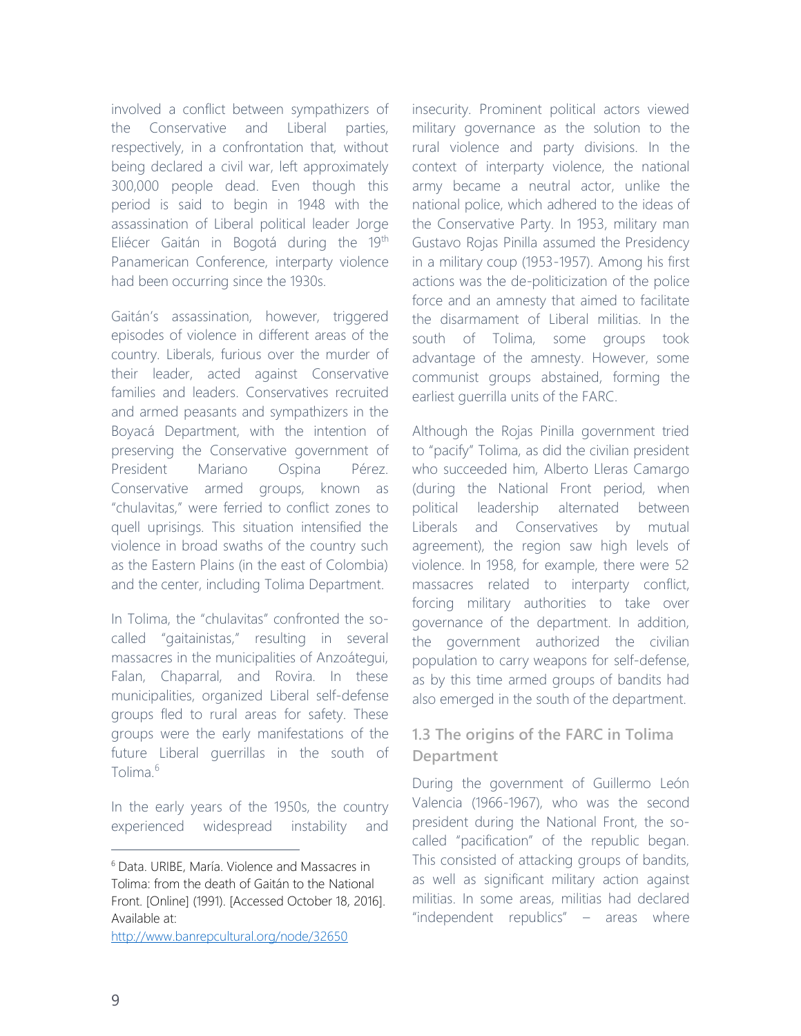involved a conflict between sympathizers of the Conservative and Liberal parties, respectively, in a confrontation that, without being declared a civil war, left approximately 300,000 people dead. Even though this period is said to begin in 1948 with the assassination of Liberal political leader Jorge Eliécer Gaitán in Bogotá during the 19th Panamerican Conference, interparty violence had been occurring since the 1930s.

Gaitán's assassination, however, triggered episodes of violence in different areas of the country. Liberals, furious over the murder of their leader, acted against Conservative families and leaders. Conservatives recruited and armed peasants and sympathizers in the Boyacá Department, with the intention of preserving the Conservative government of President Mariano Ospina Pérez. Conservative armed groups, known as "chulavitas," were ferried to conflict zones to quell uprisings. This situation intensified the violence in broad swaths of the country such as the Eastern Plains (in the east of Colombia) and the center, including Tolima Department.

In Tolima, the "chulavitas" confronted the so-called "gaitainistas," resulting in several massacres in the municipalities of Anzoátegui, Falan, Chaparral, and Rovira. In these municipalities, organized Liberal self-defense groups fled to rural areas for safety. These groups were the early manifestations of the future Liberal guerrillas in the south of Tolima.[6]

In the early years of the 1950s, the country experienced widespread instability and insecurity. Prominent political actors viewed military governance as the solution to the rural violence and party divisions. In the context of interparty violence, the national army became a neutral actor, unlike the national police, which adhered to the ideas of the Conservative Party. In 1953, military man Gustavo Rojas Pinilla assumed the Presidency in a military coup (1953-1957). Among his first actions was the de-politicization of the police force and an amnesty that aimed to facilitate the disarmament of Liberal militias. In the south of Tolima, some groups took advantage of the amnesty. However, some communist groups abstained, forming the earliest guerrilla units of the FARC.

Although the Rojas Pinilla government tried to "pacify" Tolima, as did the civilian president who succeeded him, Alberto Lleras Camargo (during the National Front period, when political leadership alternated between Liberals and Conservatives by mutual agreement), the region saw high levels of violence. In 1958, for example, there were 52 massacres related to interparty conflict, forcing military authorities to take over governance of the department. In addition, the government authorized the civilian population to carry weapons for self-defense, as by this time armed groups of bandits had also emerged in the south of the department.

### 1.3 The origins of the FARC in Tolima Department

During the government of Guillermo León Valencia (1966-1967), who was the second president during the National Front, the so-called "pacification" of the republic began. This consisted of attacking groups of bandits, as well as significant military action against militias. In some areas, militias had declared "independent republics" – areas where

[6] Data. URIBE, María. Violence and Massacres in Tolima: from the death of Gaitán to the National Front. [Online] (1991). [Accessed October 18, 2016]. Available at: http://www.banrepcultural.org/node/32650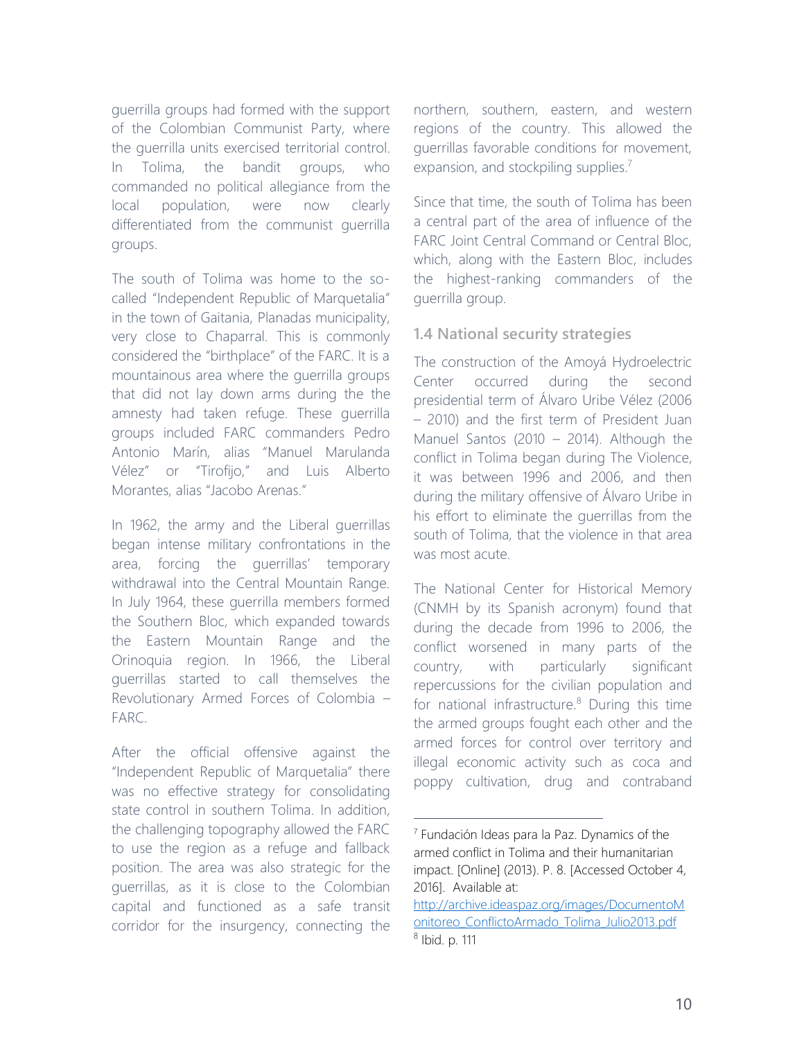guerrilla groups had formed with the support of the Colombian Communist Party, where the guerrilla units exercised territorial control. In Tolima, the bandit groups, who commanded no political allegiance from the local population, were now clearly differentiated from the communist guerrilla groups.

The south of Tolima was home to the so-called "Independent Republic of Marquetalia" in the town of Gaitania, Planadas municipality, very close to Chaparral. This is commonly considered the "birthplace" of the FARC. It is a mountainous area where the guerrilla groups that did not lay down arms during the the amnesty had taken refuge. These guerrilla groups included FARC commanders Pedro Antonio Marín, alias "Manuel Marulanda Vélez" or "Tirofijo," and Luis Alberto Morantes, alias "Jacobo Arenas."

In 1962, the army and the Liberal guerrillas began intense military confrontations in the area, forcing the guerrillas' temporary withdrawal into the Central Mountain Range. In July 1964, these guerrilla members formed the Southern Bloc, which expanded towards the Eastern Mountain Range and the Orinoquia region. In 1966, the Liberal guerrillas started to call themselves the Revolutionary Armed Forces of Colombia – FARC.

After the official offensive against the "Independent Republic of Marquetalia" there was no effective strategy for consolidating state control in southern Tolima. In addition, the challenging topography allowed the FARC to use the region as a refuge and fallback position. The area was also strategic for the guerrillas, as it is close to the Colombian capital and functioned as a safe transit corridor for the insurgency, connecting the northern, southern, eastern, and western regions of the country. This allowed the guerrillas favorable conditions for movement, expansion, and stockpiling supplies.[7]

Since that time, the south of Tolima has been a central part of the area of influence of the FARC Joint Central Command or Central Bloc, which, along with the Eastern Bloc, includes the highest-ranking commanders of the guerrilla group.

### 1.4 National security strategies

The construction of the Amoyá Hydroelectric Center occurred during the second presidential term of Álvaro Uribe Vélez (2006 – 2010) and the first term of President Juan Manuel Santos (2010 – 2014). Although the conflict in Tolima began during The Violence, it was between 1996 and 2006, and then during the military offensive of Álvaro Uribe in his effort to eliminate the guerrillas from the south of Tolima, that the violence in that area was most acute.

The National Center for Historical Memory (CNMH by its Spanish acronym) found that during the decade from 1996 to 2006, the conflict worsened in many parts of the country, with particularly significant repercussions for the civilian population and for national infrastructure.[8] During this time the armed groups fought each other and the armed forces for control over territory and illegal economic activity such as coca and poppy cultivation, drug and contraband

---

[7] Fundación Ideas para la Paz. Dynamics of the armed conflict in Tolima and their humanitarian impact. [Online] (2013). P. 8. [Accessed October 4, 2016]. Available at: http://archive.ideaspaz.org/images/DocumentoMonitoreo_ConflictoArmado_Tolima_Julio2013.pdf

[8] Ibid. p. 111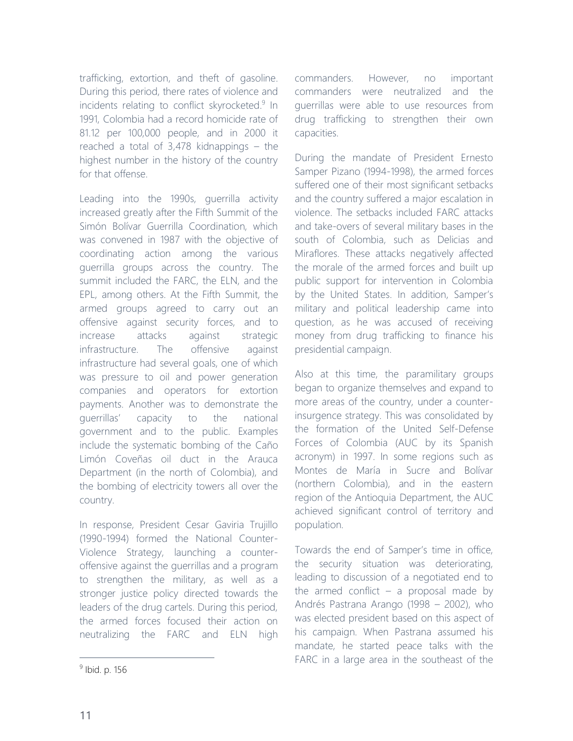trafficking, extortion, and theft of gasoline. During this period, there rates of violence and incidents relating to conflict skyrocketed.[9] In 1991, Colombia had a record homicide rate of 81.12 per 100,000 people, and in 2000 it reached a total of 3,478 kidnappings – the highest number in the history of the country for that offense.

Leading into the 1990s, guerrilla activity increased greatly after the Fifth Summit of the Simón Bolívar Guerrilla Coordination, which was convened in 1987 with the objective of coordinating action among the various guerrilla groups across the country. The summit included the FARC, the ELN, and the EPL, among others. At the Fifth Summit, the armed groups agreed to carry out an offensive against security forces, and to increase attacks against strategic infrastructure. The offensive against infrastructure had several goals, one of which was pressure to oil and power generation companies and operators for extortion payments. Another was to demonstrate the guerrillas' capacity to the national government and to the public. Examples include the systematic bombing of the Caño Limón Coveñas oil duct in the Arauca Department (in the north of Colombia), and the bombing of electricity towers all over the country.

In response, President Cesar Gaviria Trujillo (1990-1994) formed the National Counter-Violence Strategy, launching a counter-offensive against the guerrillas and a program to strengthen the military, as well as a stronger justice policy directed towards the leaders of the drug cartels. During this period, the armed forces focused their action on neutralizing the FARC and ELN high commanders. However, no important commanders were neutralized and the guerrillas were able to use resources from drug trafficking to strengthen their own capacities.

During the mandate of President Ernesto Samper Pizano (1994-1998), the armed forces suffered one of their most significant setbacks and the country suffered a major escalation in violence. The setbacks included FARC attacks and take-overs of several military bases in the south of Colombia, such as Delicias and Miraflores. These attacks negatively affected the morale of the armed forces and built up public support for intervention in Colombia by the United States. In addition, Samper's military and political leadership came into question, as he was accused of receiving money from drug trafficking to finance his presidential campaign.

Also at this time, the paramilitary groups began to organize themselves and expand to more areas of the country, under a counter-insurgence strategy. This was consolidated by the formation of the United Self-Defense Forces of Colombia (AUC by its Spanish acronym) in 1997. In some regions such as Montes de María in Sucre and Bolívar (northern Colombia), and in the eastern region of the Antioquia Department, the AUC achieved significant control of territory and population.

Towards the end of Samper's time in office, the security situation was deteriorating, leading to discussion of a negotiated end to the armed conflict – a proposal made by Andrés Pastrana Arango (1998 – 2002), who was elected president based on this aspect of his campaign. When Pastrana assumed his mandate, he started peace talks with the FARC in a large area in the southeast of the

[9] Ibid. p. 156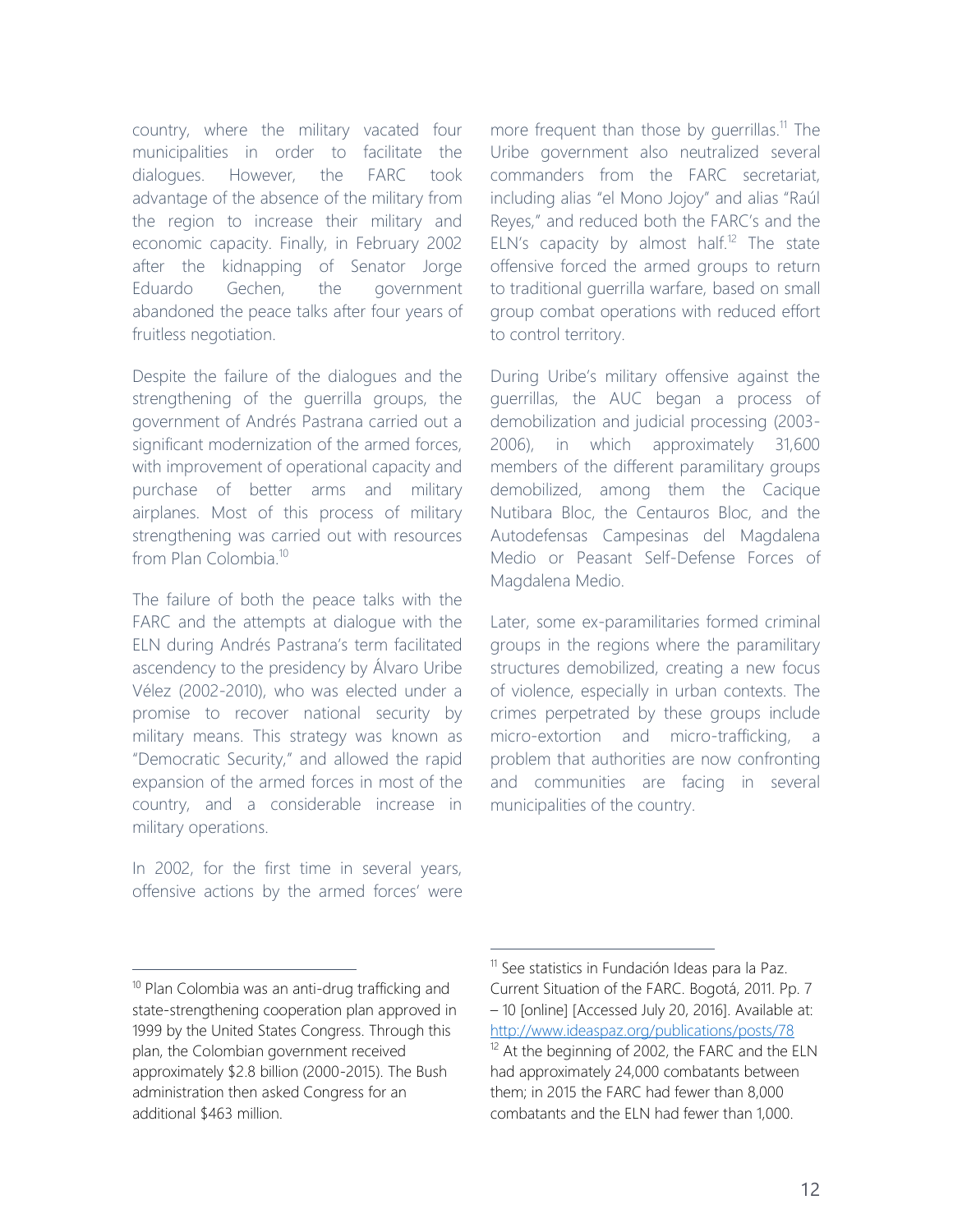country, where the military vacated four municipalities in order to facilitate the dialogues. However, the FARC took advantage of the absence of the military from the region to increase their military and economic capacity. Finally, in February 2002 after the kidnapping of Senator Jorge Eduardo Gechen, the government abandoned the peace talks after four years of fruitless negotiation.

Despite the failure of the dialogues and the strengthening of the guerrilla groups, the government of Andrés Pastrana carried out a significant modernization of the armed forces, with improvement of operational capacity and purchase of better arms and military airplanes. Most of this process of military strengthening was carried out with resources from Plan Colombia.[10]

The failure of both the peace talks with the FARC and the attempts at dialogue with the ELN during Andrés Pastrana's term facilitated ascendency to the presidency by Álvaro Uribe Vélez (2002-2010), who was elected under a promise to recover national security by military means. This strategy was known as "Democratic Security," and allowed the rapid expansion of the armed forces in most of the country, and a considerable increase in military operations.

In 2002, for the first time in several years, offensive actions by the armed forces' were more frequent than those by guerrillas.[11] The Uribe government also neutralized several commanders from the FARC secretariat, including alias "el Mono Jojoy" and alias "Raúl Reyes," and reduced both the FARC's and the ELN's capacity by almost half.[12] The state offensive forced the armed groups to return to traditional guerrilla warfare, based on small group combat operations with reduced effort to control territory.

During Uribe's military offensive against the guerrillas, the AUC began a process of demobilization and judicial processing (2003-2006), in which approximately 31,600 members of the different paramilitary groups demobilized, among them the Cacique Nutibara Bloc, the Centauros Bloc, and the Autodefensas Campesinas del Magdalena Medio or Peasant Self-Defense Forces of Magdalena Medio.

Later, some ex-paramilitaries formed criminal groups in the regions where the paramilitary structures demobilized, creating a new focus of violence, especially in urban contexts. The crimes perpetrated by these groups include micro-extortion and micro-trafficking, a problem that authorities are now confronting and communities are facing in several municipalities of the country.

---

[10] Plan Colombia was an anti-drug trafficking and state-strengthening cooperation plan approved in 1999 by the United States Congress. Through this plan, the Colombian government received approximately $2.8 billion (2000-2015). The Bush administration then asked Congress for an additional $463 million.

[11] See statistics in Fundación Ideas para la Paz. Current Situation of the FARC. Bogotá, 2011. Pp. 7 – 10 [online] [Accessed July 20, 2016]. Available at: http://www.ideaspaz.org/publications/posts/78

[12] At the beginning of 2002, the FARC and the ELN had approximately 24,000 combatants between them; in 2015 the FARC had fewer than 8,000 combatants and the ELN had fewer than 1,000.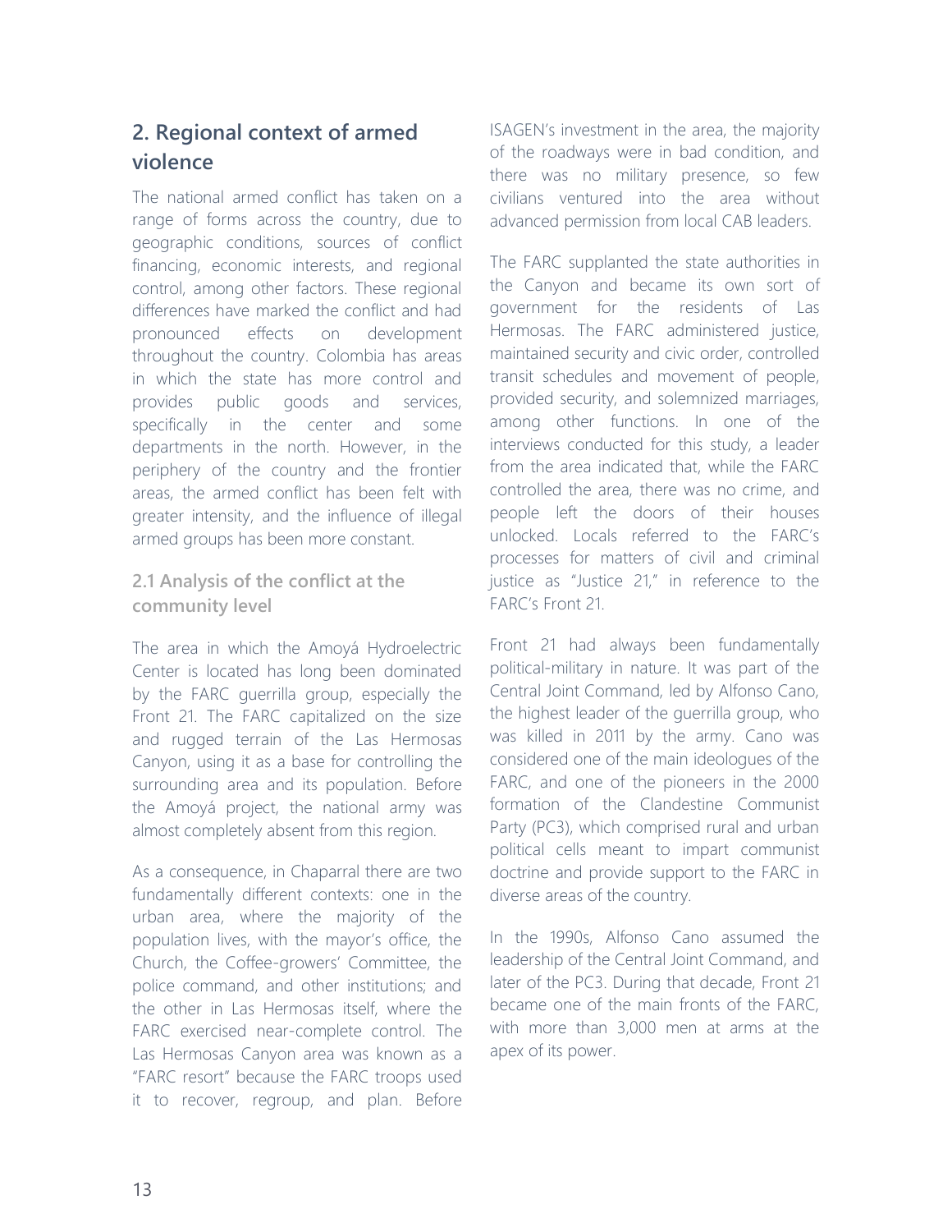## 2. Regional context of armed violence

The national armed conflict has taken on a range of forms across the country, due to geographic conditions, sources of conflict financing, economic interests, and regional control, among other factors. These regional differences have marked the conflict and had pronounced effects on development throughout the country. Colombia has areas in which the state has more control and provides public goods and services, specifically in the center and some departments in the north. However, in the periphery of the country and the frontier areas, the armed conflict has been felt with greater intensity, and the influence of illegal armed groups has been more constant.

### 2.1 Analysis of the conflict at the community level

The area in which the Amoyá Hydroelectric Center is located has long been dominated by the FARC guerrilla group, especially the Front 21. The FARC capitalized on the size and rugged terrain of the Las Hermosas Canyon, using it as a base for controlling the surrounding area and its population. Before the Amoyá project, the national army was almost completely absent from this region.

As a consequence, in Chaparral there are two fundamentally different contexts: one in the urban area, where the majority of the population lives, with the mayor's office, the Church, the Coffee-growers' Committee, the police command, and other institutions; and the other in Las Hermosas itself, where the FARC exercised near-complete control. The Las Hermosas Canyon area was known as a "FARC resort" because the FARC troops used it to recover, regroup, and plan. Before ISAGEN's investment in the area, the majority of the roadways were in bad condition, and there was no military presence, so few civilians ventured into the area without advanced permission from local CAB leaders.

The FARC supplanted the state authorities in the Canyon and became its own sort of government for the residents of Las Hermosas. The FARC administered justice, maintained security and civic order, controlled transit schedules and movement of people, provided security, and solemnized marriages, among other functions. In one of the interviews conducted for this study, a leader from the area indicated that, while the FARC controlled the area, there was no crime, and people left the doors of their houses unlocked. Locals referred to the FARC's processes for matters of civil and criminal justice as "Justice 21," in reference to the FARC's Front 21.

Front 21 had always been fundamentally political-military in nature. It was part of the Central Joint Command, led by Alfonso Cano, the highest leader of the guerrilla group, who was killed in 2011 by the army. Cano was considered one of the main ideologues of the FARC, and one of the pioneers in the 2000 formation of the Clandestine Communist Party (PC3), which comprised rural and urban political cells meant to impart communist doctrine and provide support to the FARC in diverse areas of the country.

In the 1990s, Alfonso Cano assumed the leadership of the Central Joint Command, and later of the PC3. During that decade, Front 21 became one of the main fronts of the FARC, with more than 3,000 men at arms at the apex of its power.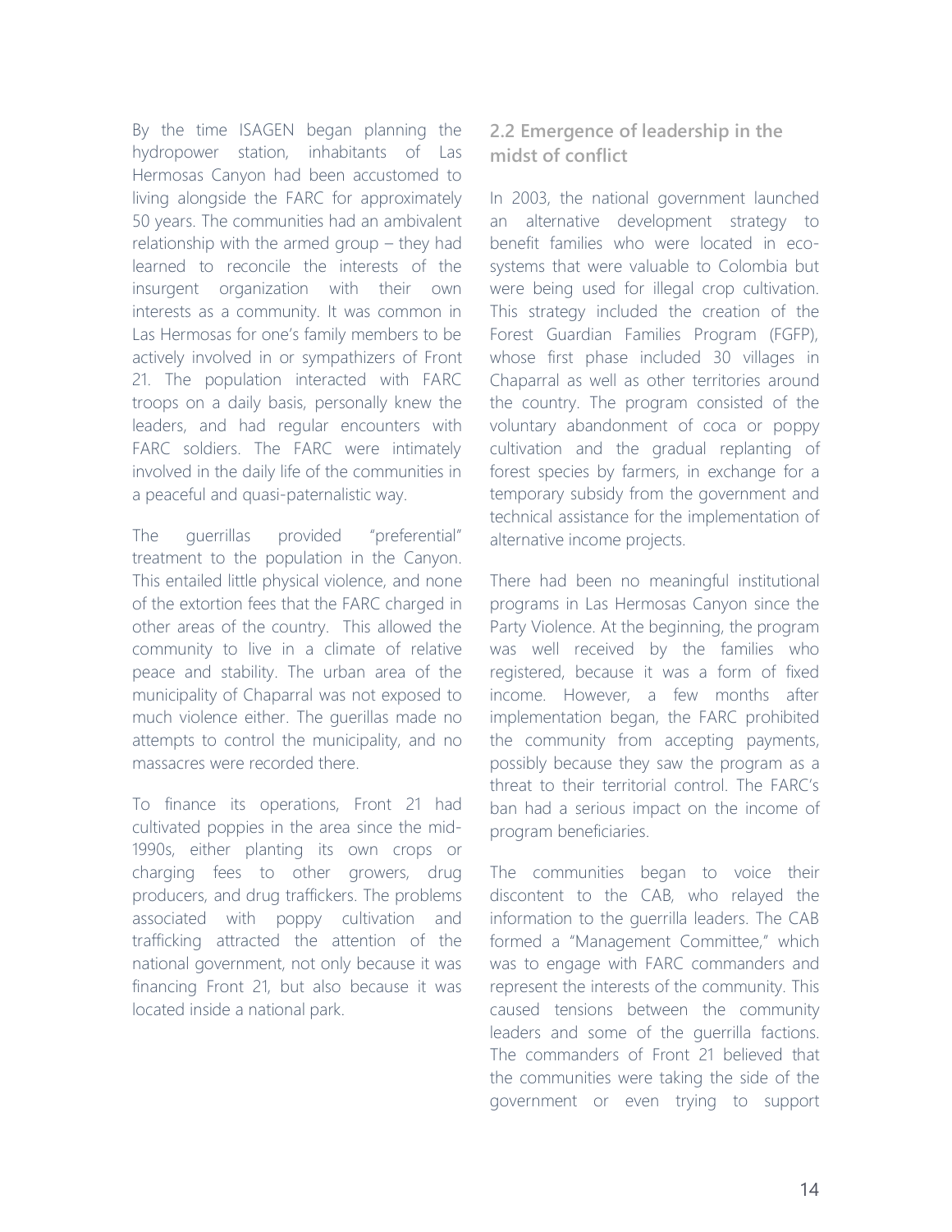By the time ISAGEN began planning the hydropower station, inhabitants of Las Hermosas Canyon had been accustomed to living alongside the FARC for approximately 50 years. The communities had an ambivalent relationship with the armed group – they had learned to reconcile the interests of the insurgent organization with their own interests as a community. It was common in Las Hermosas for one's family members to be actively involved in or sympathizers of Front 21. The population interacted with FARC troops on a daily basis, personally knew the leaders, and had regular encounters with FARC soldiers. The FARC were intimately involved in the daily life of the communities in a peaceful and quasi-paternalistic way.

The guerrillas provided "preferential" treatment to the population in the Canyon. This entailed little physical violence, and none of the extortion fees that the FARC charged in other areas of the country. This allowed the community to live in a climate of relative peace and stability. The urban area of the municipality of Chaparral was not exposed to much violence either. The guerillas made no attempts to control the municipality, and no massacres were recorded there.

To finance its operations, Front 21 had cultivated poppies in the area since the mid-1990s, either planting its own crops or charging fees to other growers, drug producers, and drug traffickers. The problems associated with poppy cultivation and trafficking attracted the attention of the national government, not only because it was financing Front 21, but also because it was located inside a national park.

## 2.2 Emergence of leadership in the midst of conflict

In 2003, the national government launched an alternative development strategy to benefit families who were located in eco-systems that were valuable to Colombia but were being used for illegal crop cultivation. This strategy included the creation of the Forest Guardian Families Program (FGFP), whose first phase included 30 villages in Chaparral as well as other territories around the country. The program consisted of the voluntary abandonment of coca or poppy cultivation and the gradual replanting of forest species by farmers, in exchange for a temporary subsidy from the government and technical assistance for the implementation of alternative income projects.

There had been no meaningful institutional programs in Las Hermosas Canyon since the Party Violence. At the beginning, the program was well received by the families who registered, because it was a form of fixed income. However, a few months after implementation began, the FARC prohibited the community from accepting payments, possibly because they saw the program as a threat to their territorial control. The FARC's ban had a serious impact on the income of program beneficiaries.

The communities began to voice their discontent to the CAB, who relayed the information to the guerrilla leaders. The CAB formed a "Management Committee," which was to engage with FARC commanders and represent the interests of the community. This caused tensions between the community leaders and some of the guerrilla factions. The commanders of Front 21 believed that the communities were taking the side of the government or even trying to support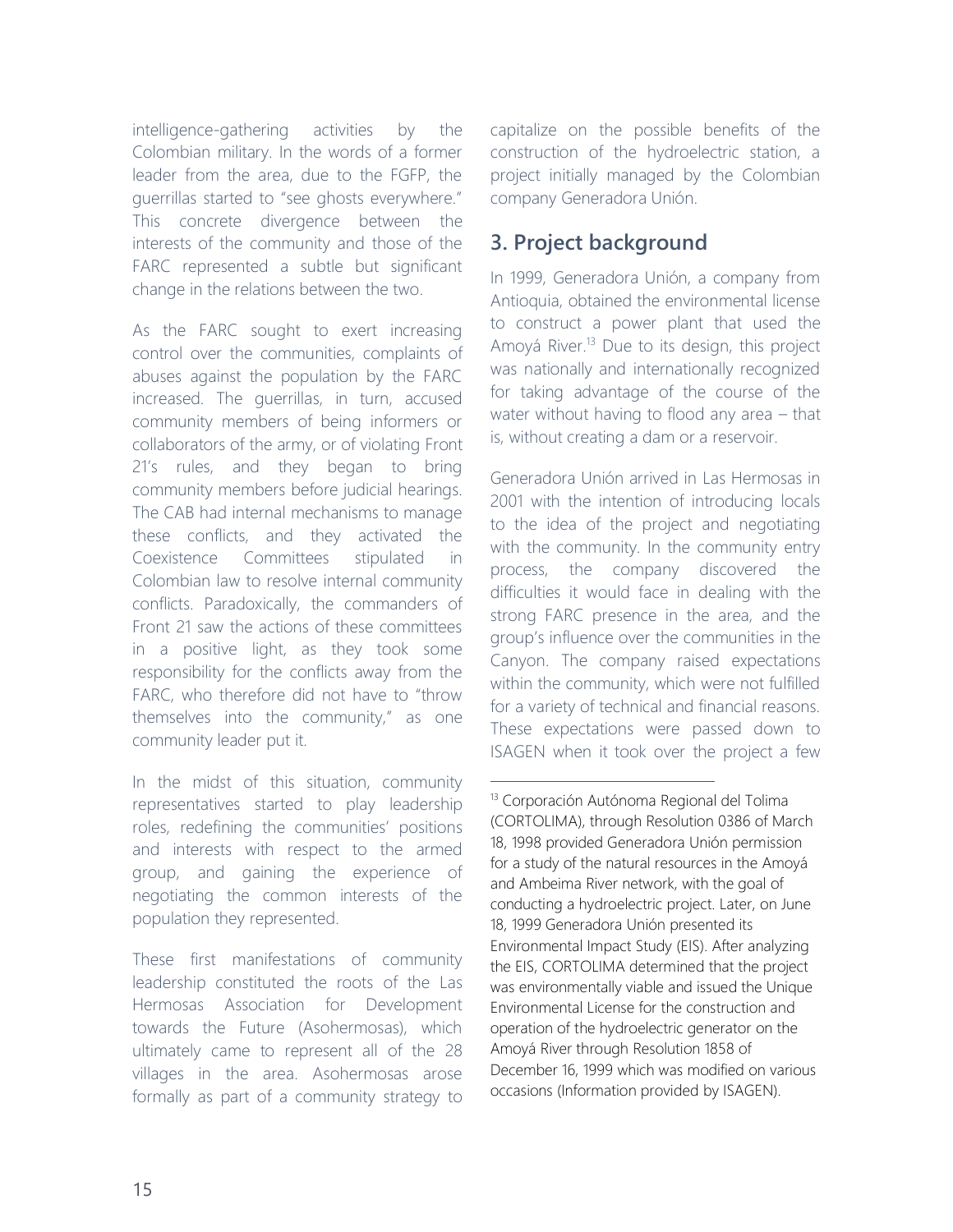intelligence-gathering activities by the Colombian military. In the words of a former leader from the area, due to the FGFP, the guerrillas started to "see ghosts everywhere." This concrete divergence between the interests of the community and those of the FARC represented a subtle but significant change in the relations between the two.

As the FARC sought to exert increasing control over the communities, complaints of abuses against the population by the FARC increased. The guerrillas, in turn, accused community members of being informers or collaborators of the army, or of violating Front 21's rules, and they began to bring community members before judicial hearings. The CAB had internal mechanisms to manage these conflicts, and they activated the Coexistence Committees stipulated in Colombian law to resolve internal community conflicts. Paradoxically, the commanders of Front 21 saw the actions of these committees in a positive light, as they took some responsibility for the conflicts away from the FARC, who therefore did not have to "throw themselves into the community," as one community leader put it.

In the midst of this situation, community representatives started to play leadership roles, redefining the communities' positions and interests with respect to the armed group, and gaining the experience of negotiating the common interests of the population they represented.

These first manifestations of community leadership constituted the roots of the Las Hermosas Association for Development towards the Future (Asohermosas), which ultimately came to represent all of the 28 villages in the area. Asohermosas arose formally as part of a community strategy to capitalize on the possible benefits of the construction of the hydroelectric station, a project initially managed by the Colombian company Generadora Unión.

## 3. Project background

In 1999, Generadora Unión, a company from Antioquia, obtained the environmental license to construct a power plant that used the Amoyá River.[13] Due to its design, this project was nationally and internationally recognized for taking advantage of the course of the water without having to flood any area – that is, without creating a dam or a reservoir.

Generadora Unión arrived in Las Hermosas in 2001 with the intention of introducing locals to the idea of the project and negotiating with the community. In the community entry process, the company discovered the difficulties it would face in dealing with the strong FARC presence in the area, and the group's influence over the communities in the Canyon. The company raised expectations within the community, which were not fulfilled for a variety of technical and financial reasons. These expectations were passed down to ISAGEN when it took over the project a few

---

[13] Corporación Autónoma Regional del Tolima (CORTOLIMA), through Resolution 0386 of March 18, 1998 provided Generadora Unión permission for a study of the natural resources in the Amoyá and Ambeima River network, with the goal of conducting a hydroelectric project. Later, on June 18, 1999 Generadora Unión presented its Environmental Impact Study (EIS). After analyzing the EIS, CORTOLIMA determined that the project was environmentally viable and issued the Unique Environmental License for the construction and operation of the hydroelectric generator on the Amoyá River through Resolution 1858 of December 16, 1999 which was modified on various occasions (Information provided by ISAGEN).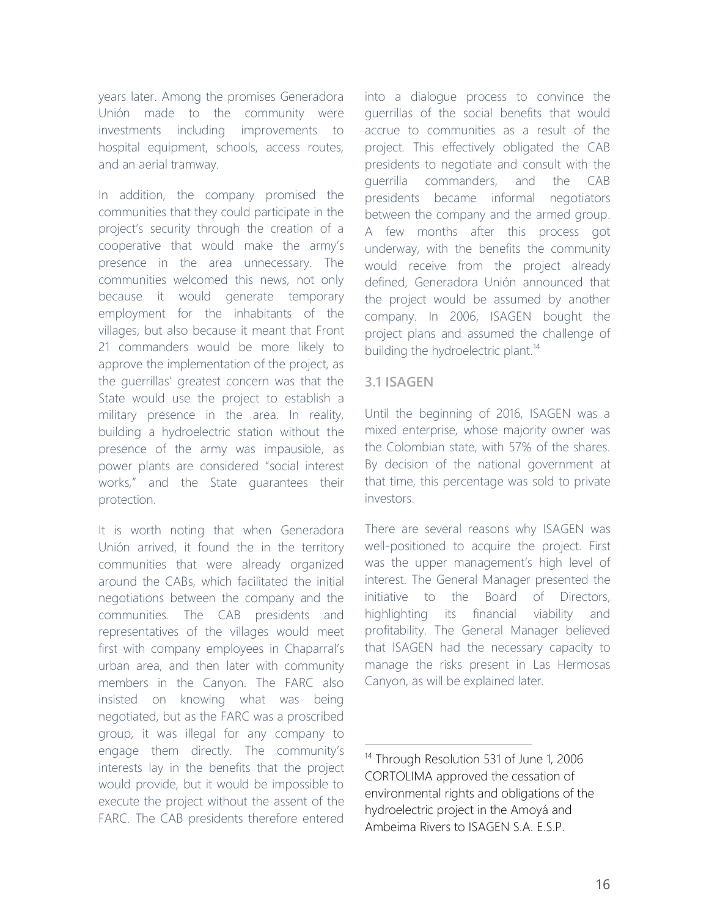years later. Among the promises Generadora Unión made to the community were investments including improvements to hospital equipment, schools, access routes, and an aerial tramway.

In addition, the company promised the communities that they could participate in the project's security through the creation of a cooperative that would make the army's presence in the area unnecessary. The communities welcomed this news, not only because it would generate temporary employment for the inhabitants of the villages, but also because it meant that Front 21 commanders would be more likely to approve the implementation of the project, as the guerrillas' greatest concern was that the State would use the project to establish a military presence in the area. In reality, building a hydroelectric station without the presence of the army was impausible, as power plants are considered "social interest works," and the State guarantees their protection.

It is worth noting that when Generadora Unión arrived, it found the in the territory communities that were already organized around the CABs, which facilitated the initial negotiations between the company and the communities. The CAB presidents and representatives of the villages would meet first with company employees in Chaparral's urban area, and then later with community members in the Canyon. The FARC also insisted on knowing what was being negotiated, but as the FARC was a proscribed group, it was illegal for any company to engage them directly. The community's interests lay in the benefits that the project would provide, but it would be impossible to execute the project without the assent of the FARC. The CAB presidents therefore entered into a dialogue process to convince the guerrillas of the social benefits that would accrue to communities as a result of the project. This effectively obligated the CAB presidents to negotiate and consult with the guerrilla commanders, and the CAB presidents became informal negotiators between the company and the armed group. A few months after this process got underway, with the benefits the community would receive from the project already defined, Generadora Unión announced that the project would be assumed by another company. In 2006, ISAGEN bought the project plans and assumed the challenge of building the hydroelectric plant.[14]

### 3.1 ISAGEN

Until the beginning of 2016, ISAGEN was a mixed enterprise, whose majority owner was the Colombian state, with 57% of the shares. By decision of the national government at that time, this percentage was sold to private investors.

There are several reasons why ISAGEN was well-positioned to acquire the project. First was the upper management's high level of interest. The General Manager presented the initiative to the Board of Directors, highlighting its financial viability and profitability. The General Manager believed that ISAGEN had the necessary capacity to manage the risks present in Las Hermosas Canyon, as will be explained later.

[14] Through Resolution 531 of June 1, 2006 CORTOLIMA approved the cessation of environmental rights and obligations of the hydroelectric project in the Amoyá and Ambeima Rivers to ISAGEN S.A. E.S.P.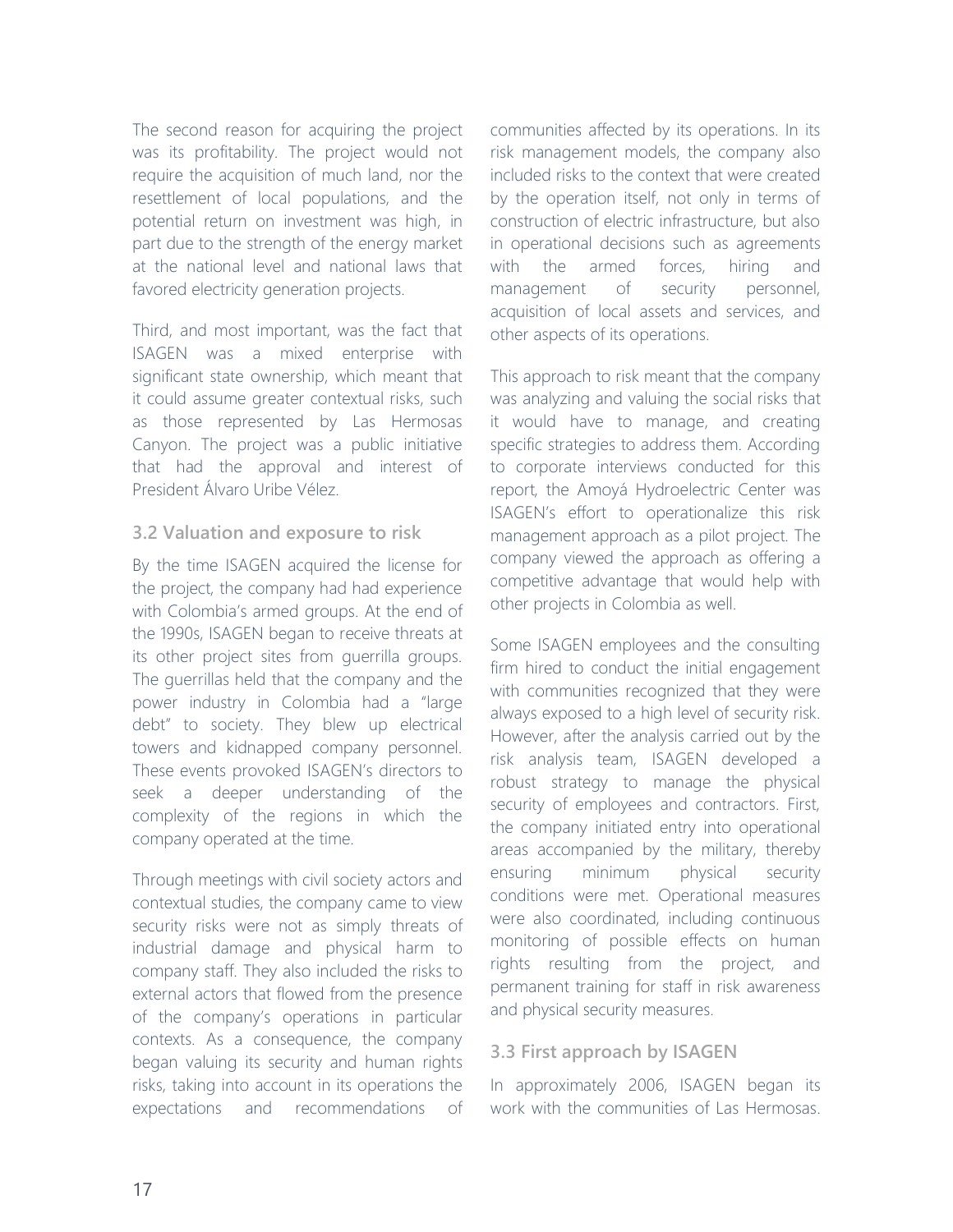The second reason for acquiring the project was its profitability. The project would not require the acquisition of much land, nor the resettlement of local populations, and the potential return on investment was high, in part due to the strength of the energy market at the national level and national laws that favored electricity generation projects.

Third, and most important, was the fact that ISAGEN was a mixed enterprise with significant state ownership, which meant that it could assume greater contextual risks, such as those represented by Las Hermosas Canyon. The project was a public initiative that had the approval and interest of President Álvaro Uribe Vélez.

### 3.2 Valuation and exposure to risk

By the time ISAGEN acquired the license for the project, the company had had experience with Colombia's armed groups. At the end of the 1990s, ISAGEN began to receive threats at its other project sites from guerrilla groups. The guerrillas held that the company and the power industry in Colombia had a "large debt" to society. They blew up electrical towers and kidnapped company personnel. These events provoked ISAGEN's directors to seek a deeper understanding of the complexity of the regions in which the company operated at the time.

Through meetings with civil society actors and contextual studies, the company came to view security risks were not as simply threats of industrial damage and physical harm to company staff. They also included the risks to external actors that flowed from the presence of the company's operations in particular contexts. As a consequence, the company began valuing its security and human rights risks, taking into account in its operations the expectations and recommendations of communities affected by its operations. In its risk management models, the company also included risks to the context that were created by the operation itself, not only in terms of construction of electric infrastructure, but also in operational decisions such as agreements with the armed forces, hiring and management of security personnel, acquisition of local assets and services, and other aspects of its operations.

This approach to risk meant that the company was analyzing and valuing the social risks that it would have to manage, and creating specific strategies to address them. According to corporate interviews conducted for this report, the Amoyá Hydroelectric Center was ISAGEN's effort to operationalize this risk management approach as a pilot project. The company viewed the approach as offering a competitive advantage that would help with other projects in Colombia as well.

Some ISAGEN employees and the consulting firm hired to conduct the initial engagement with communities recognized that they were always exposed to a high level of security risk. However, after the analysis carried out by the risk analysis team, ISAGEN developed a robust strategy to manage the physical security of employees and contractors. First, the company initiated entry into operational areas accompanied by the military, thereby ensuring minimum physical security conditions were met. Operational measures were also coordinated, including continuous monitoring of possible effects on human rights resulting from the project, and permanent training for staff in risk awareness and physical security measures.

### 3.3 First approach by ISAGEN

In approximately 2006, ISAGEN began its work with the communities of Las Hermosas.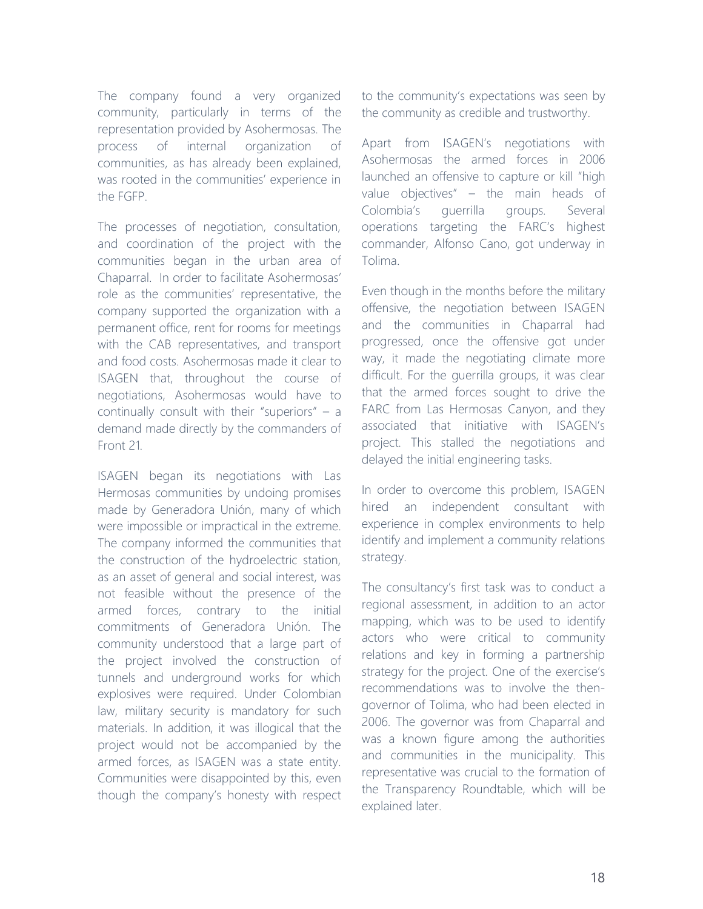The company found a very organized community, particularly in terms of the representation provided by Asohermosas. The process of internal organization of communities, as has already been explained, was rooted in the communities' experience in the FGFP.

The processes of negotiation, consultation, and coordination of the project with the communities began in the urban area of Chaparral. In order to facilitate Asohermosas' role as the communities' representative, the company supported the organization with a permanent office, rent for rooms for meetings with the CAB representatives, and transport and food costs. Asohermosas made it clear to ISAGEN that, throughout the course of negotiations, Asohermosas would have to continually consult with their "superiors" – a demand made directly by the commanders of Front 21.

ISAGEN began its negotiations with Las Hermosas communities by undoing promises made by Generadora Unión, many of which were impossible or impractical in the extreme. The company informed the communities that the construction of the hydroelectric station, as an asset of general and social interest, was not feasible without the presence of the armed forces, contrary to the initial commitments of Generadora Unión. The community understood that a large part of the project involved the construction of tunnels and underground works for which explosives were required. Under Colombian law, military security is mandatory for such materials. In addition, it was illogical that the project would not be accompanied by the armed forces, as ISAGEN was a state entity. Communities were disappointed by this, even though the company's honesty with respect to the community's expectations was seen by the community as credible and trustworthy.

Apart from ISAGEN's negotiations with Asohermosas the armed forces in 2006 launched an offensive to capture or kill "high value objectives" – the main heads of Colombia's guerrilla groups. Several operations targeting the FARC's highest commander, Alfonso Cano, got underway in Tolima.

Even though in the months before the military offensive, the negotiation between ISAGEN and the communities in Chaparral had progressed, once the offensive got under way, it made the negotiating climate more difficult. For the guerrilla groups, it was clear that the armed forces sought to drive the FARC from Las Hermosas Canyon, and they associated that initiative with ISAGEN's project. This stalled the negotiations and delayed the initial engineering tasks.

In order to overcome this problem, ISAGEN hired an independent consultant with experience in complex environments to help identify and implement a community relations strategy.

The consultancy's first task was to conduct a regional assessment, in addition to an actor mapping, which was to be used to identify actors who were critical to community relations and key in forming a partnership strategy for the project. One of the exercise's recommendations was to involve the then-governor of Tolima, who had been elected in 2006. The governor was from Chaparral and was a known figure among the authorities and communities in the municipality. This representative was crucial to the formation of the Transparency Roundtable, which will be explained later.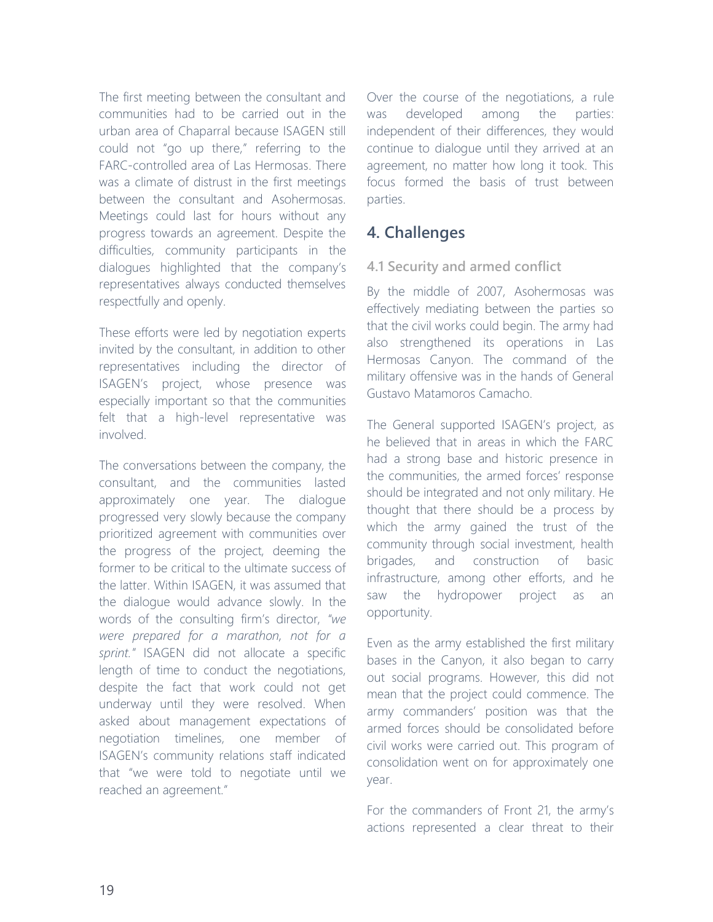The first meeting between the consultant and communities had to be carried out in the urban area of Chaparral because ISAGEN still could not "go up there," referring to the FARC-controlled area of Las Hermosas. There was a climate of distrust in the first meetings between the consultant and Asohermosas. Meetings could last for hours without any progress towards an agreement. Despite the difficulties, community participants in the dialogues highlighted that the company's representatives always conducted themselves respectfully and openly.

These efforts were led by negotiation experts invited by the consultant, in addition to other representatives including the director of ISAGEN's project, whose presence was especially important so that the communities felt that a high-level representative was involved.

The conversations between the company, the consultant, and the communities lasted approximately one year. The dialogue progressed very slowly because the company prioritized agreement with communities over the progress of the project, deeming the former to be critical to the ultimate success of the latter. Within ISAGEN, it was assumed that the dialogue would advance slowly. In the words of the consulting firm's director, *"we were prepared for a marathon, not for a sprint."* ISAGEN did not allocate a specific length of time to conduct the negotiations, despite the fact that work could not get underway until they were resolved. When asked about management expectations of negotiation timelines, one member of ISAGEN's community relations staff indicated that "we were told to negotiate until we reached an agreement."

Over the course of the negotiations, a rule was developed among the parties: independent of their differences, they would continue to dialogue until they arrived at an agreement, no matter how long it took. This focus formed the basis of trust between parties.

## 4. Challenges

### 4.1 Security and armed conflict

By the middle of 2007, Asohermosas was effectively mediating between the parties so that the civil works could begin. The army had also strengthened its operations in Las Hermosas Canyon. The command of the military offensive was in the hands of General Gustavo Matamoros Camacho.

The General supported ISAGEN's project, as he believed that in areas in which the FARC had a strong base and historic presence in the communities, the armed forces' response should be integrated and not only military. He thought that there should be a process by which the army gained the trust of the community through social investment, health brigades, and construction of basic infrastructure, among other efforts, and he saw the hydropower project as an opportunity.

Even as the army established the first military bases in the Canyon, it also began to carry out social programs. However, this did not mean that the project could commence. The army commanders' position was that the armed forces should be consolidated before civil works were carried out. This program of consolidation went on for approximately one year.

For the commanders of Front 21, the army's actions represented a clear threat to their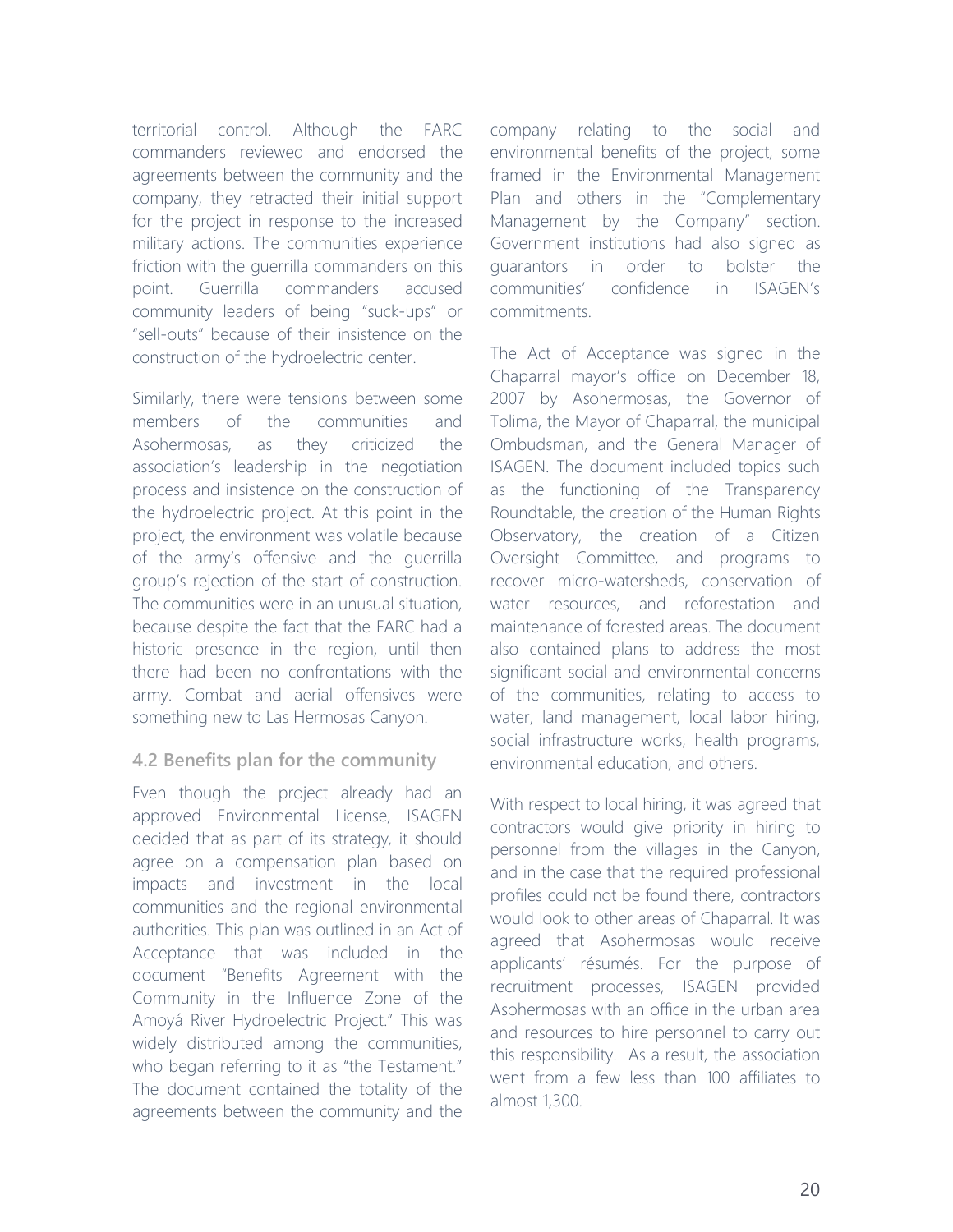territorial control. Although the FARC commanders reviewed and endorsed the agreements between the community and the company, they retracted their initial support for the project in response to the increased military actions. The communities experience friction with the guerrilla commanders on this point. Guerrilla commanders accused community leaders of being "suck-ups" or "sell-outs" because of their insistence on the construction of the hydroelectric center.

Similarly, there were tensions between some members of the communities and Asohermosas, as they criticized the association's leadership in the negotiation process and insistence on the construction of the hydroelectric project. At this point in the project, the environment was volatile because of the army's offensive and the guerrilla group's rejection of the start of construction. The communities were in an unusual situation, because despite the fact that the FARC had a historic presence in the region, until then there had been no confrontations with the army. Combat and aerial offensives were something new to Las Hermosas Canyon.

## 4.2 Benefits plan for the community

Even though the project already had an approved Environmental License, ISAGEN decided that as part of its strategy, it should agree on a compensation plan based on impacts and investment in the local communities and the regional environmental authorities. This plan was outlined in an Act of Acceptance that was included in the document "Benefits Agreement with the Community in the Influence Zone of the Amoyá River Hydroelectric Project." This was widely distributed among the communities, who began referring to it as "the Testament." The document contained the totality of the agreements between the community and the company relating to the social and environmental benefits of the project, some framed in the Environmental Management Plan and others in the "Complementary Management by the Company" section. Government institutions had also signed as guarantors in order to bolster the communities' confidence in ISAGEN's commitments.

The Act of Acceptance was signed in the Chaparral mayor's office on December 18, 2007 by Asohermosas, the Governor of Tolima, the Mayor of Chaparral, the municipal Ombudsman, and the General Manager of ISAGEN. The document included topics such as the functioning of the Transparency Roundtable, the creation of the Human Rights Observatory, the creation of a Citizen Oversight Committee, and programs to recover micro-watersheds, conservation of water resources, and reforestation and maintenance of forested areas. The document also contained plans to address the most significant social and environmental concerns of the communities, relating to access to water, land management, local labor hiring, social infrastructure works, health programs, environmental education, and others.

With respect to local hiring, it was agreed that contractors would give priority in hiring to personnel from the villages in the Canyon, and in the case that the required professional profiles could not be found there, contractors would look to other areas of Chaparral. It was agreed that Asohermosas would receive applicants' résumés. For the purpose of recruitment processes, ISAGEN provided Asohermosas with an office in the urban area and resources to hire personnel to carry out this responsibility. As a result, the association went from a few less than 100 affiliates to almost 1,300.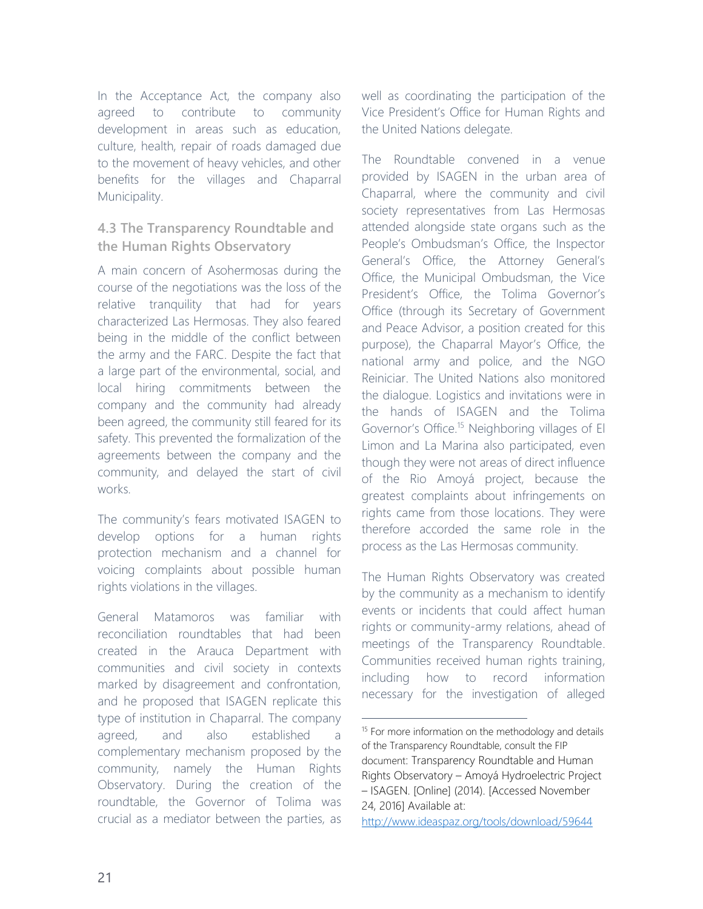In the Acceptance Act, the company also agreed to contribute to community development in areas such as education, culture, health, repair of roads damaged due to the movement of heavy vehicles, and other benefits for the villages and Chaparral Municipality.

### 4.3 The Transparency Roundtable and the Human Rights Observatory

A main concern of Asohermosas during the course of the negotiations was the loss of the relative tranquility that had for years characterized Las Hermosas. They also feared being in the middle of the conflict between the army and the FARC. Despite the fact that a large part of the environmental, social, and local hiring commitments between the company and the community had already been agreed, the community still feared for its safety. This prevented the formalization of the agreements between the company and the community, and delayed the start of civil works.

The community's fears motivated ISAGEN to develop options for a human rights protection mechanism and a channel for voicing complaints about possible human rights violations in the villages.

General Matamoros was familiar with reconciliation roundtables that had been created in the Arauca Department with communities and civil society in contexts marked by disagreement and confrontation, and he proposed that ISAGEN replicate this type of institution in Chaparral. The company agreed, and also established a complementary mechanism proposed by the community, namely the Human Rights Observatory. During the creation of the roundtable, the Governor of Tolima was crucial as a mediator between the parties, as well as coordinating the participation of the Vice President's Office for Human Rights and the United Nations delegate.

The Roundtable convened in a venue provided by ISAGEN in the urban area of Chaparral, where the community and civil society representatives from Las Hermosas attended alongside state organs such as the People's Ombudsman's Office, the Inspector General's Office, the Attorney General's Office, the Municipal Ombudsman, the Vice President's Office, the Tolima Governor's Office (through its Secretary of Government and Peace Advisor, a position created for this purpose), the Chaparral Mayor's Office, the national army and police, and the NGO Reiniciar. The United Nations also monitored the dialogue. Logistics and invitations were in the hands of ISAGEN and the Tolima Governor's Office.[15] Neighboring villages of El Limon and La Marina also participated, even though they were not areas of direct influence of the Rio Amoyá project, because the greatest complaints about infringements on rights came from those locations. They were therefore accorded the same role in the process as the Las Hermosas community.

The Human Rights Observatory was created by the community as a mechanism to identify events or incidents that could affect human rights or community-army relations, ahead of meetings of the Transparency Roundtable. Communities received human rights training, including how to record information necessary for the investigation of alleged

---

[15] For more information on the methodology and details of the Transparency Roundtable, consult the FIP document: Transparency Roundtable and Human Rights Observatory – Amoyá Hydroelectric Project – ISAGEN. [Online] (2014). [Accessed November 24, 2016] Available at: http://www.ideaspaz.org/tools/download/59644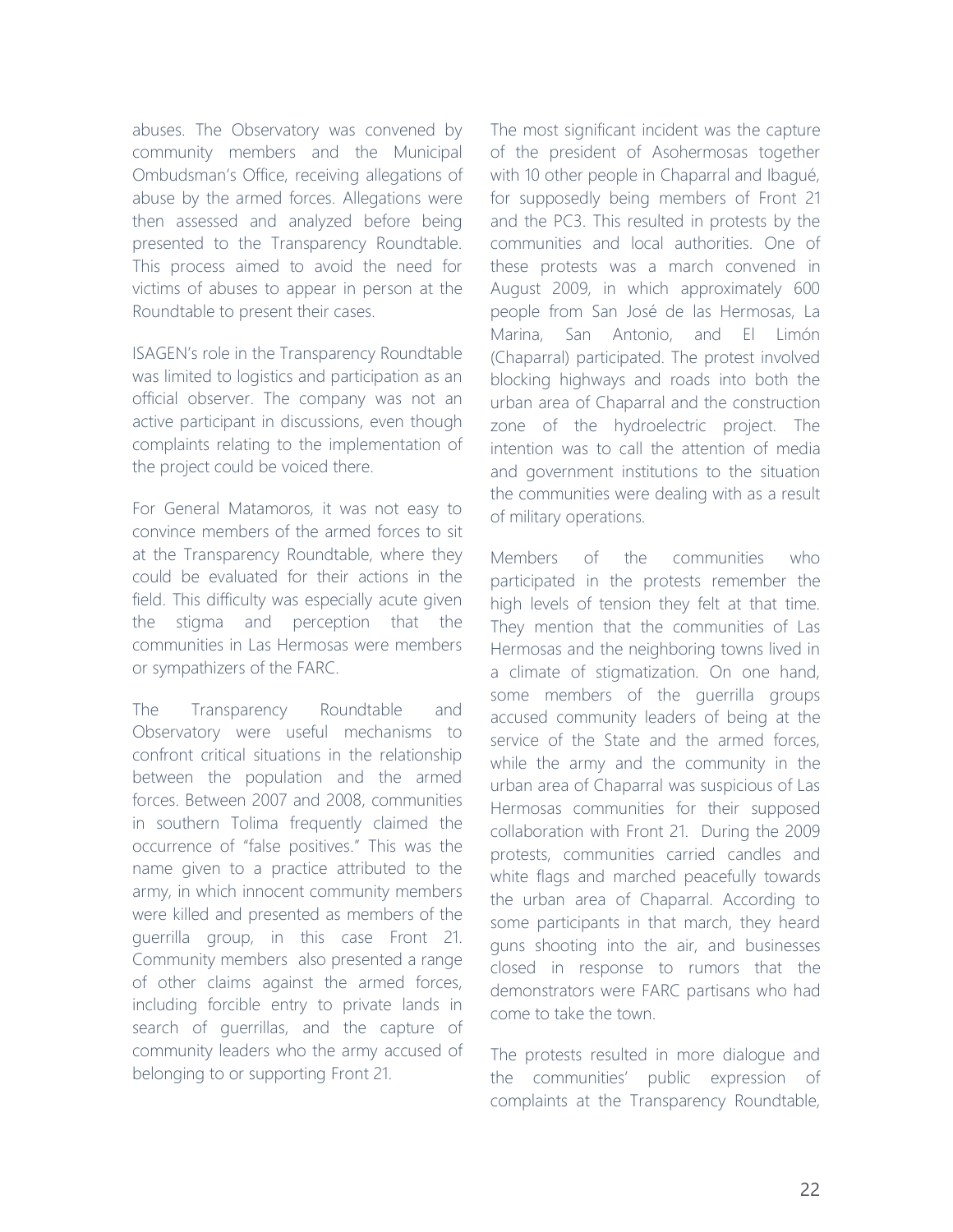abuses. The Observatory was convened by community members and the Municipal Ombudsman's Office, receiving allegations of abuse by the armed forces. Allegations were then assessed and analyzed before being presented to the Transparency Roundtable. This process aimed to avoid the need for victims of abuses to appear in person at the Roundtable to present their cases.

ISAGEN's role in the Transparency Roundtable was limited to logistics and participation as an official observer. The company was not an active participant in discussions, even though complaints relating to the implementation of the project could be voiced there.

For General Matamoros, it was not easy to convince members of the armed forces to sit at the Transparency Roundtable, where they could be evaluated for their actions in the field. This difficulty was especially acute given the stigma and perception that the communities in Las Hermosas were members or sympathizers of the FARC.

The Transparency Roundtable and Observatory were useful mechanisms to confront critical situations in the relationship between the population and the armed forces. Between 2007 and 2008, communities in southern Tolima frequently claimed the occurrence of "false positives." This was the name given to a practice attributed to the army, in which innocent community members were killed and presented as members of the guerrilla group, in this case Front 21. Community members also presented a range of other claims against the armed forces, including forcible entry to private lands in search of guerrillas, and the capture of community leaders who the army accused of belonging to or supporting Front 21.

The most significant incident was the capture of the president of Asohermosas together with 10 other people in Chaparral and Ibagué, for supposedly being members of Front 21 and the PC3. This resulted in protests by the communities and local authorities. One of these protests was a march convened in August 2009, in which approximately 600 people from San José de las Hermosas, La Marina, San Antonio, and El Limón (Chaparral) participated. The protest involved blocking highways and roads into both the urban area of Chaparral and the construction zone of the hydroelectric project. The intention was to call the attention of media and government institutions to the situation the communities were dealing with as a result of military operations.

Members of the communities who participated in the protests remember the high levels of tension they felt at that time. They mention that the communities of Las Hermosas and the neighboring towns lived in a climate of stigmatization. On one hand, some members of the guerrilla groups accused community leaders of being at the service of the State and the armed forces, while the army and the community in the urban area of Chaparral was suspicious of Las Hermosas communities for their supposed collaboration with Front 21. During the 2009 protests, communities carried candles and white flags and marched peacefully towards the urban area of Chaparral. According to some participants in that march, they heard guns shooting into the air, and businesses closed in response to rumors that the demonstrators were FARC partisans who had come to take the town.

The protests resulted in more dialogue and the communities' public expression of complaints at the Transparency Roundtable,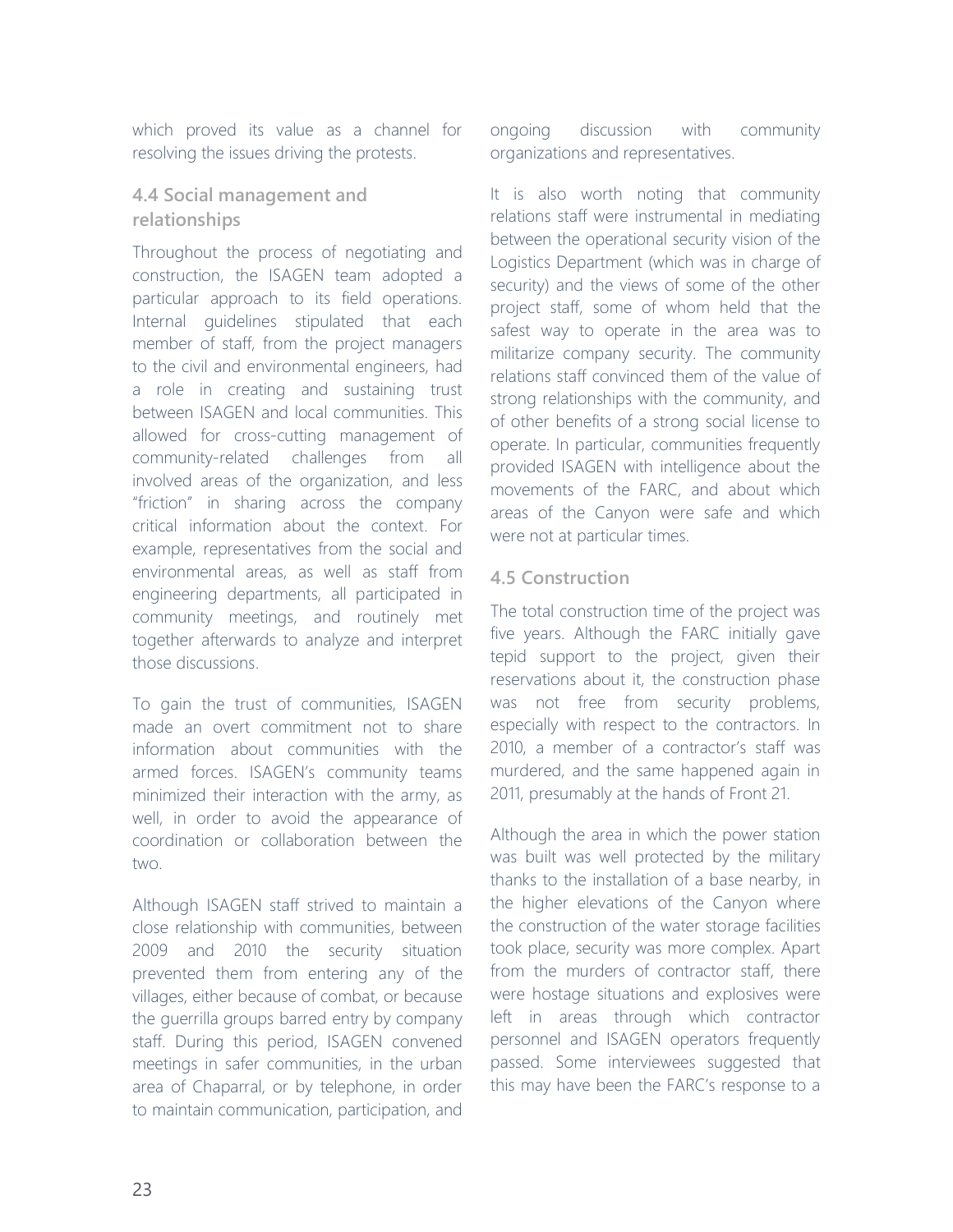which proved its value as a channel for resolving the issues driving the protests.

### 4.4 Social management and relationships

Throughout the process of negotiating and construction, the ISAGEN team adopted a particular approach to its field operations. Internal guidelines stipulated that each member of staff, from the project managers to the civil and environmental engineers, had a role in creating and sustaining trust between ISAGEN and local communities. This allowed for cross-cutting management of community-related challenges from all involved areas of the organization, and less "friction" in sharing across the company critical information about the context. For example, representatives from the social and environmental areas, as well as staff from engineering departments, all participated in community meetings, and routinely met together afterwards to analyze and interpret those discussions.

To gain the trust of communities, ISAGEN made an overt commitment not to share information about communities with the armed forces. ISAGEN's community teams minimized their interaction with the army, as well, in order to avoid the appearance of coordination or collaboration between the two.

Although ISAGEN staff strived to maintain a close relationship with communities, between 2009 and 2010 the security situation prevented them from entering any of the villages, either because of combat, or because the guerrilla groups barred entry by company staff. During this period, ISAGEN convened meetings in safer communities, in the urban area of Chaparral, or by telephone, in order to maintain communication, participation, and ongoing discussion with community organizations and representatives.

It is also worth noting that community relations staff were instrumental in mediating between the operational security vision of the Logistics Department (which was in charge of security) and the views of some of the other project staff, some of whom held that the safest way to operate in the area was to militarize company security. The community relations staff convinced them of the value of strong relationships with the community, and of other benefits of a strong social license to operate. In particular, communities frequently provided ISAGEN with intelligence about the movements of the FARC, and about which areas of the Canyon were safe and which were not at particular times.

### 4.5 Construction

The total construction time of the project was five years. Although the FARC initially gave tepid support to the project, given their reservations about it, the construction phase was not free from security problems, especially with respect to the contractors. In 2010, a member of a contractor's staff was murdered, and the same happened again in 2011, presumably at the hands of Front 21.

Although the area in which the power station was built was well protected by the military thanks to the installation of a base nearby, in the higher elevations of the Canyon where the construction of the water storage facilities took place, security was more complex. Apart from the murders of contractor staff, there were hostage situations and explosives were left in areas through which contractor personnel and ISAGEN operators frequently passed. Some interviewees suggested that this may have been the FARC's response to a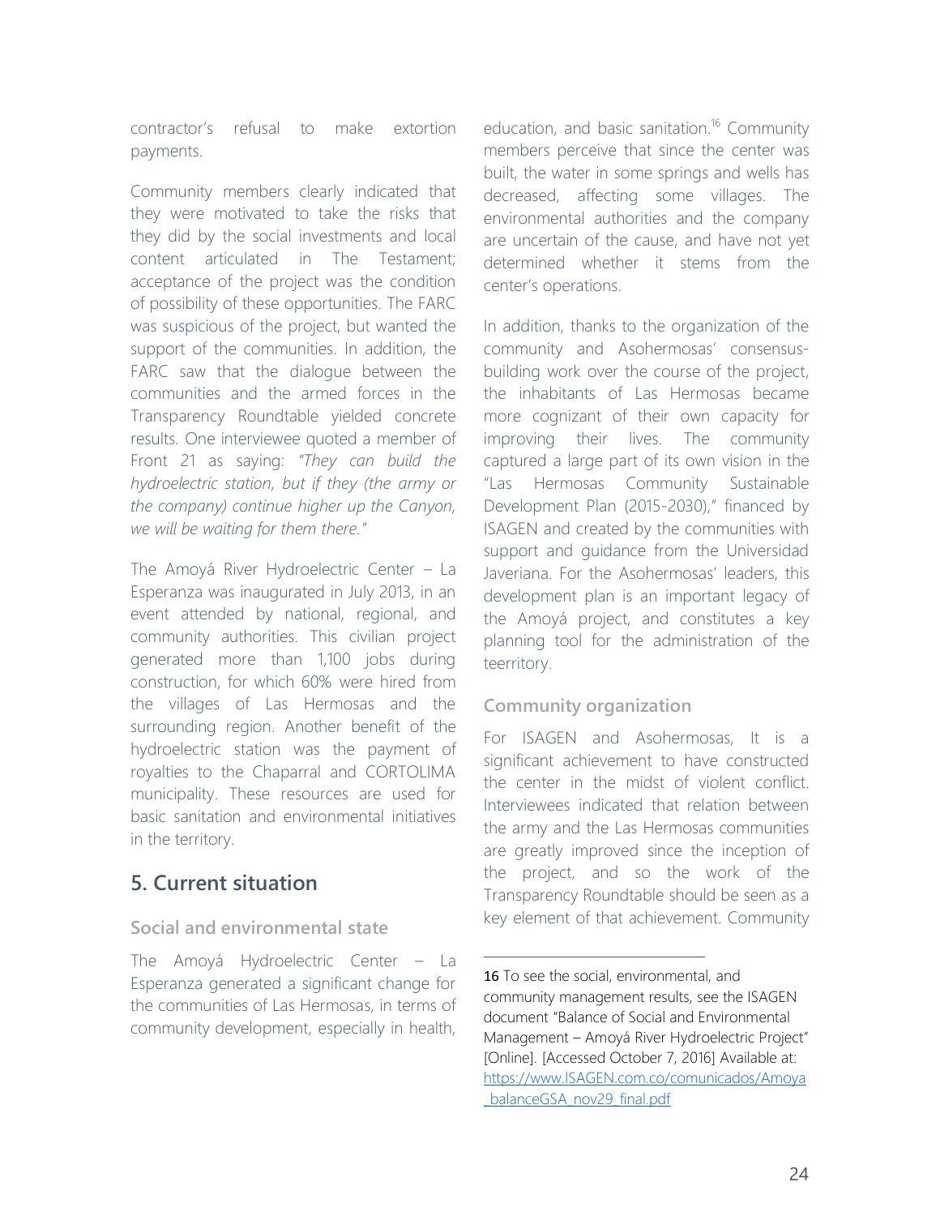contractor's refusal to make extortion payments.

Community members clearly indicated that they were motivated to take the risks that they did by the social investments and local content articulated in The Testament; acceptance of the project was the condition of possibility of these opportunities. The FARC was suspicious of the project, but wanted the support of the communities. In addition, the FARC saw that the dialogue between the communities and the armed forces in the Transparency Roundtable yielded concrete results. One interviewee quoted a member of Front 21 as saying: *"They can build the hydroelectric station, but if they (the army or the company) continue higher up the Canyon, we will be waiting for them there."*

The Amoyá River Hydroelectric Center – La Esperanza was inaugurated in July 2013, in an event attended by national, regional, and community authorities. This civilian project generated more than 1,100 jobs during construction, for which 60% were hired from the villages of Las Hermosas and the surrounding region. Another benefit of the hydroelectric station was the payment of royalties to the Chaparral and CORTOLIMA municipality. These resources are used for basic sanitation and environmental initiatives in the territory.

## 5. Current situation

### Social and environmental state

The Amoyá Hydroelectric Center – La Esperanza generated a significant change for the communities of Las Hermosas, in terms of community development, especially in health, education, and basic sanitation.[16] Community members perceive that since the center was built, the water in some springs and wells has decreased, affecting some villages. The environmental authorities and the company are uncertain of the cause, and have not yet determined whether it stems from the center's operations.

In addition, thanks to the organization of the community and Asohermosas' consensus-building work over the course of the project, the inhabitants of Las Hermosas became more cognizant of their own capacity for improving their lives. The community captured a large part of its own vision in the "Las Hermosas Community Sustainable Development Plan (2015-2030)," financed by ISAGEN and created by the communities with support and guidance from the Universidad Javeriana. For the Asohermosas' leaders, this development plan is an important legacy of the Amoyá project, and constitutes a key planning tool for the administration of the teerritory.

### Community organization

For ISAGEN and Asohermosas, It is a significant achievement to have constructed the center in the midst of violent conflict. Interviewees indicated that relation between the army and the Las Hermosas communities are greatly improved since the inception of the project, and so the work of the Transparency Roundtable should be seen as a key element of that achievement. Community

---

16 To see the social, environmental, and community management results, see the ISAGEN document "Balance of Social and Environmental Management – Amoyá River Hydroelectric Project" [Online]. [Accessed October 7, 2016] Available at: https://www.ISAGEN.com.co/comunicados/Amoya_balanceGSA_nov29_final.pdf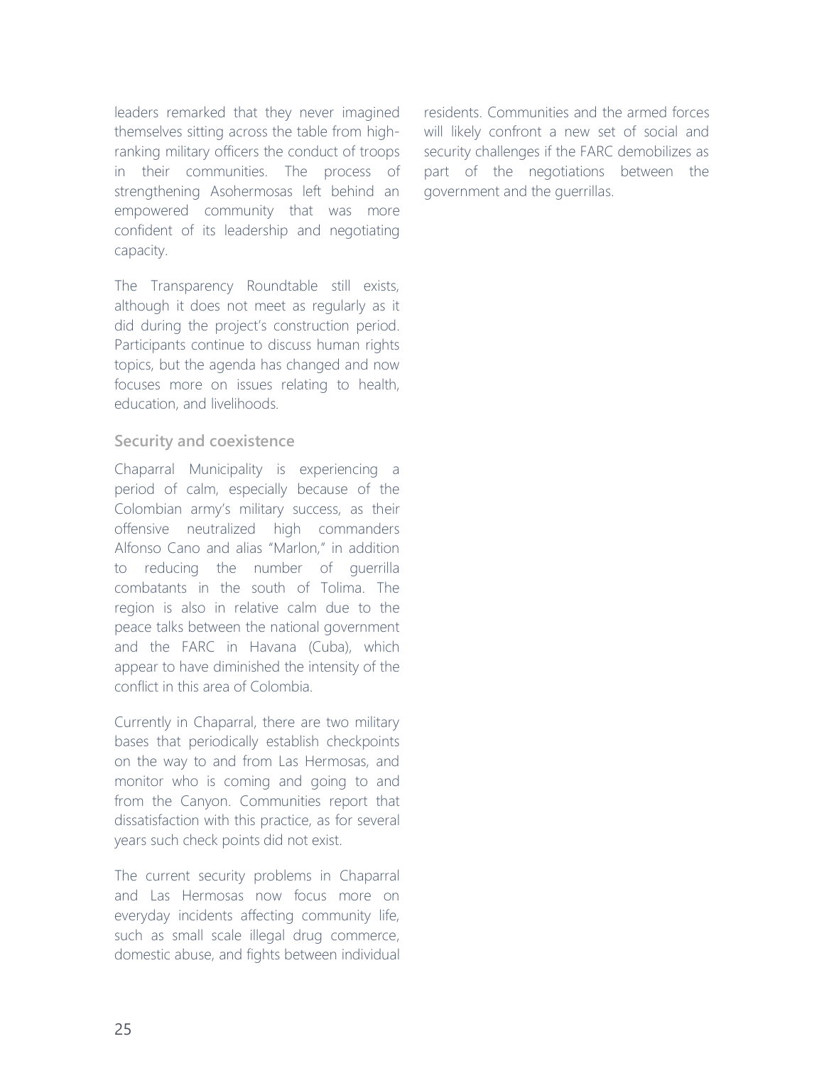leaders remarked that they never imagined themselves sitting across the table from high-ranking military officers the conduct of troops in their communities. The process of strengthening Asohermosas left behind an empowered community that was more confident of its leadership and negotiating capacity.

The Transparency Roundtable still exists, although it does not meet as regularly as it did during the project's construction period. Participants continue to discuss human rights topics, but the agenda has changed and now focuses more on issues relating to health, education, and livelihoods.

### Security and coexistence

Chaparral Municipality is experiencing a period of calm, especially because of the Colombian army's military success, as their offensive neutralized high commanders Alfonso Cano and alias "Marlon," in addition to reducing the number of guerrilla combatants in the south of Tolima. The region is also in relative calm due to the peace talks between the national government and the FARC in Havana (Cuba), which appear to have diminished the intensity of the conflict in this area of Colombia.

Currently in Chaparral, there are two military bases that periodically establish checkpoints on the way to and from Las Hermosas, and monitor who is coming and going to and from the Canyon. Communities report that dissatisfaction with this practice, as for several years such check points did not exist.

The current security problems in Chaparral and Las Hermosas now focus more on everyday incidents affecting community life, such as small scale illegal drug commerce, domestic abuse, and fights between individual residents. Communities and the armed forces will likely confront a new set of social and security challenges if the FARC demobilizes as part of the negotiations between the government and the guerrillas.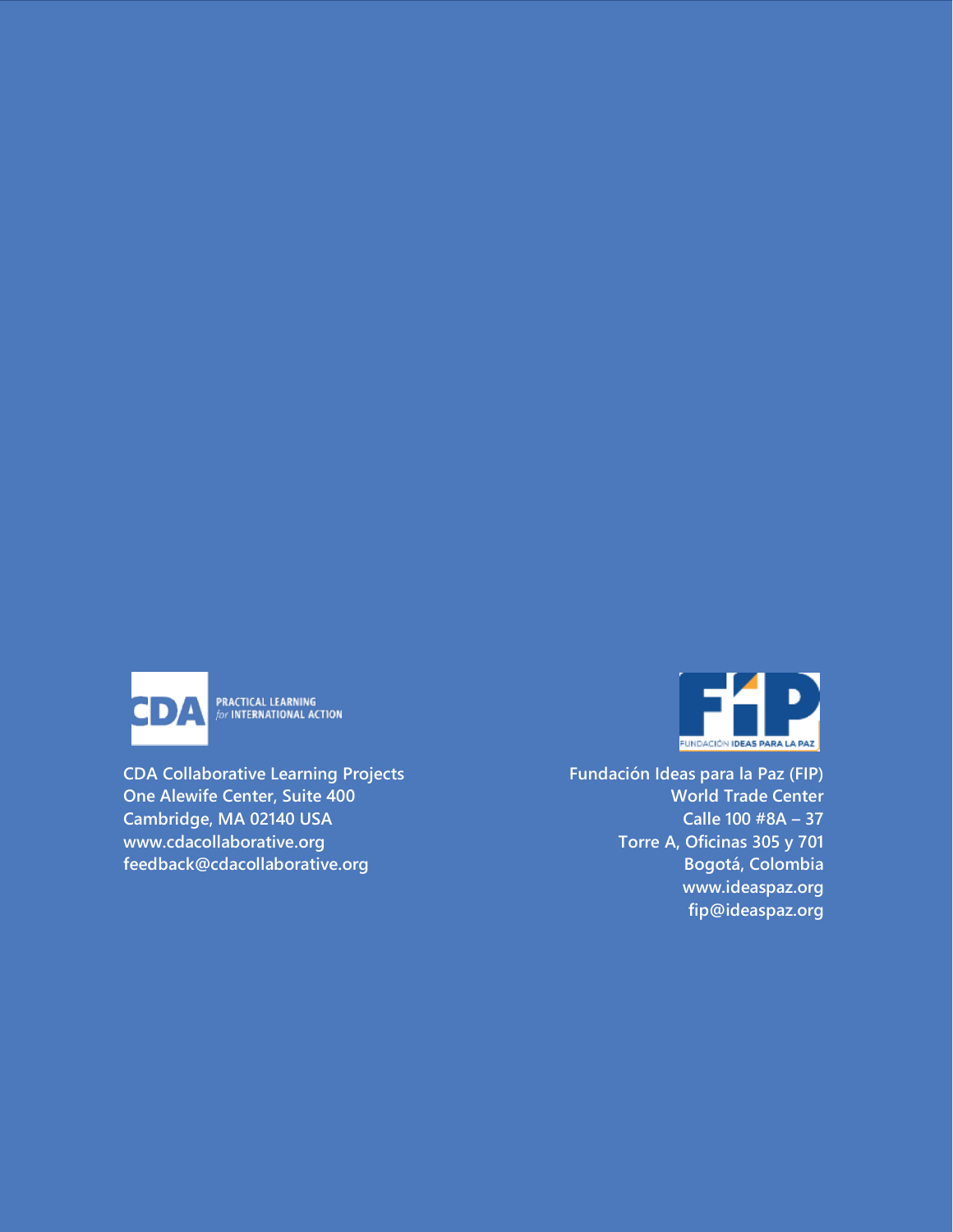PRACTICAL LEARNING
*for* INTERNATIONAL ACTION

**CDA Collaborative Learning Projects**
**One Alewife Center, Suite 400**
**Cambridge, MA 02140 USA**
**www.cdacollaborative.org**
**feedback@cdacollaborative.org**

FUNDACIÓN IDEAS PARA LA PAZ

**Fundación Ideas para la Paz (FIP)**
**World Trade Center**
**Calle 100 #8A – 37**
**Torre A, Oficinas 305 y 701**
**Bogotá, Colombia**
**www.ideaspaz.org**
**fip@ideaspaz.org**